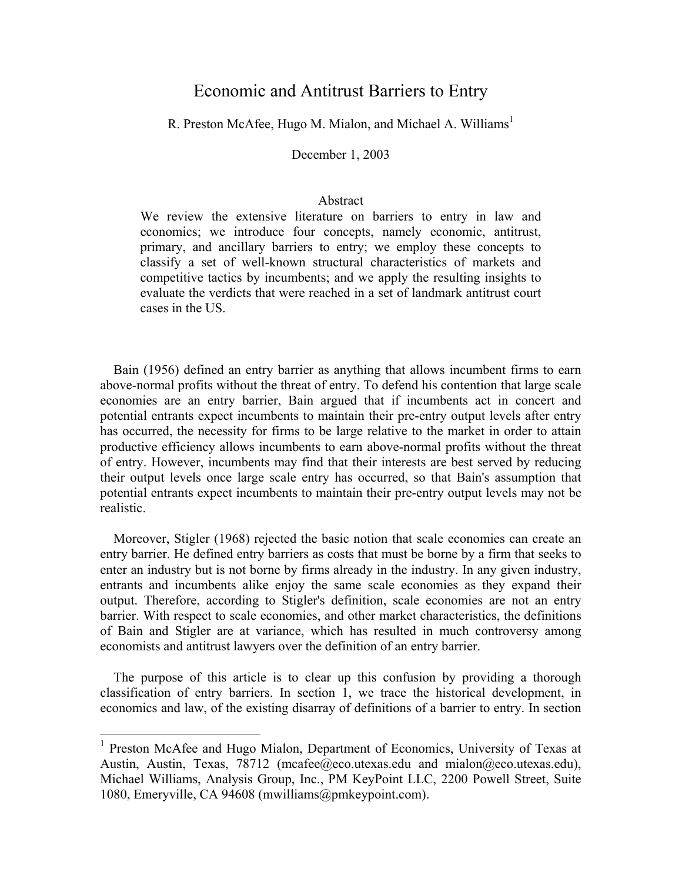# Economic and Antitrust Barriers to Entry

R. Preston McAfee, Hugo M. Mialon, and Michael A. Williams[1]

December 1, 2003

## Abstract

We review the extensive literature on barriers to entry in law and economics; we introduce four concepts, namely economic, antitrust, primary, and ancillary barriers to entry; we employ these concepts to classify a set of well-known structural characteristics of markets and competitive tactics by incumbents; and we apply the resulting insights to evaluate the verdicts that were reached in a set of landmark antitrust court cases in the US.

Bain (1956) defined an entry barrier as anything that allows incumbent firms to earn above-normal profits without the threat of entry. To defend his contention that large scale economies are an entry barrier, Bain argued that if incumbents act in concert and potential entrants expect incumbents to maintain their pre-entry output levels after entry has occurred, the necessity for firms to be large relative to the market in order to attain productive efficiency allows incumbents to earn above-normal profits without the threat of entry. However, incumbents may find that their interests are best served by reducing their output levels once large scale entry has occurred, so that Bain's assumption that potential entrants expect incumbents to maintain their pre-entry output levels may not be realistic.

Moreover, Stigler (1968) rejected the basic notion that scale economies can create an entry barrier. He defined entry barriers as costs that must be borne by a firm that seeks to enter an industry but is not borne by firms already in the industry. In any given industry, entrants and incumbents alike enjoy the same scale economies as they expand their output. Therefore, according to Stigler's definition, scale economies are not an entry barrier. With respect to scale economies, and other market characteristics, the definitions of Bain and Stigler are at variance, which has resulted in much controversy among economists and antitrust lawyers over the definition of an entry barrier.

The purpose of this article is to clear up this confusion by providing a thorough classification of entry barriers. In section 1, we trace the historical development, in economics and law, of the existing disarray of definitions of a barrier to entry. In section

---

[1] Preston McAfee and Hugo Mialon, Department of Economics, University of Texas at Austin, Austin, Texas, 78712 (mcafee@eco.utexas.edu and mialon@eco.utexas.edu), Michael Williams, Analysis Group, Inc., PM KeyPoint LLC, 2200 Powell Street, Suite 1080, Emeryville, CA 94608 (mwilliams@pmkeypoint.com).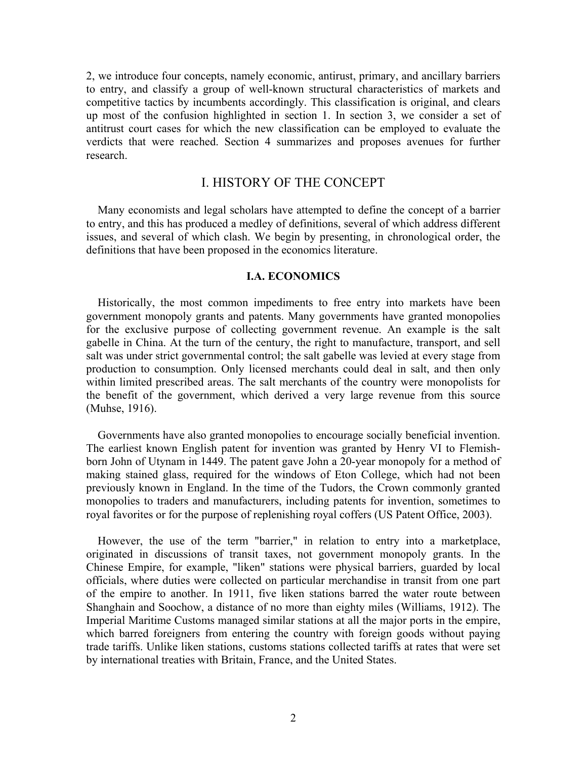2, we introduce four concepts, namely economic, antirust, primary, and ancillary barriers to entry, and classify a group of well-known structural characteristics of markets and competitive tactics by incumbents accordingly. This classification is original, and clears up most of the confusion highlighted in section 1. In section 3, we consider a set of antitrust court cases for which the new classification can be employed to evaluate the verdicts that were reached. Section 4 summarizes and proposes avenues for further research.

# I. HISTORY OF THE CONCEPT

Many economists and legal scholars have attempted to define the concept of a barrier to entry, and this has produced a medley of definitions, several of which address different issues, and several of which clash. We begin by presenting, in chronological order, the definitions that have been proposed in the economics literature.

## I.A. ECONOMICS

Historically, the most common impediments to free entry into markets have been government monopoly grants and patents. Many governments have granted monopolies for the exclusive purpose of collecting government revenue. An example is the salt gabelle in China. At the turn of the century, the right to manufacture, transport, and sell salt was under strict governmental control; the salt gabelle was levied at every stage from production to consumption. Only licensed merchants could deal in salt, and then only within limited prescribed areas. The salt merchants of the country were monopolists for the benefit of the government, which derived a very large revenue from this source (Muhse, 1916).

Governments have also granted monopolies to encourage socially beneficial invention. The earliest known English patent for invention was granted by Henry VI to Flemish-born John of Utynam in 1449. The patent gave John a 20-year monopoly for a method of making stained glass, required for the windows of Eton College, which had not been previously known in England. In the time of the Tudors, the Crown commonly granted monopolies to traders and manufacturers, including patents for invention, sometimes to royal favorites or for the purpose of replenishing royal coffers (US Patent Office, 2003).

However, the use of the term "barrier," in relation to entry into a marketplace, originated in discussions of transit taxes, not government monopoly grants. In the Chinese Empire, for example, "liken" stations were physical barriers, guarded by local officials, where duties were collected on particular merchandise in transit from one part of the empire to another. In 1911, five liken stations barred the water route between Shanghain and Soochow, a distance of no more than eighty miles (Williams, 1912). The Imperial Maritime Customs managed similar stations at all the major ports in the empire, which barred foreigners from entering the country with foreign goods without paying trade tariffs. Unlike liken stations, customs stations collected tariffs at rates that were set by international treaties with Britain, France, and the United States.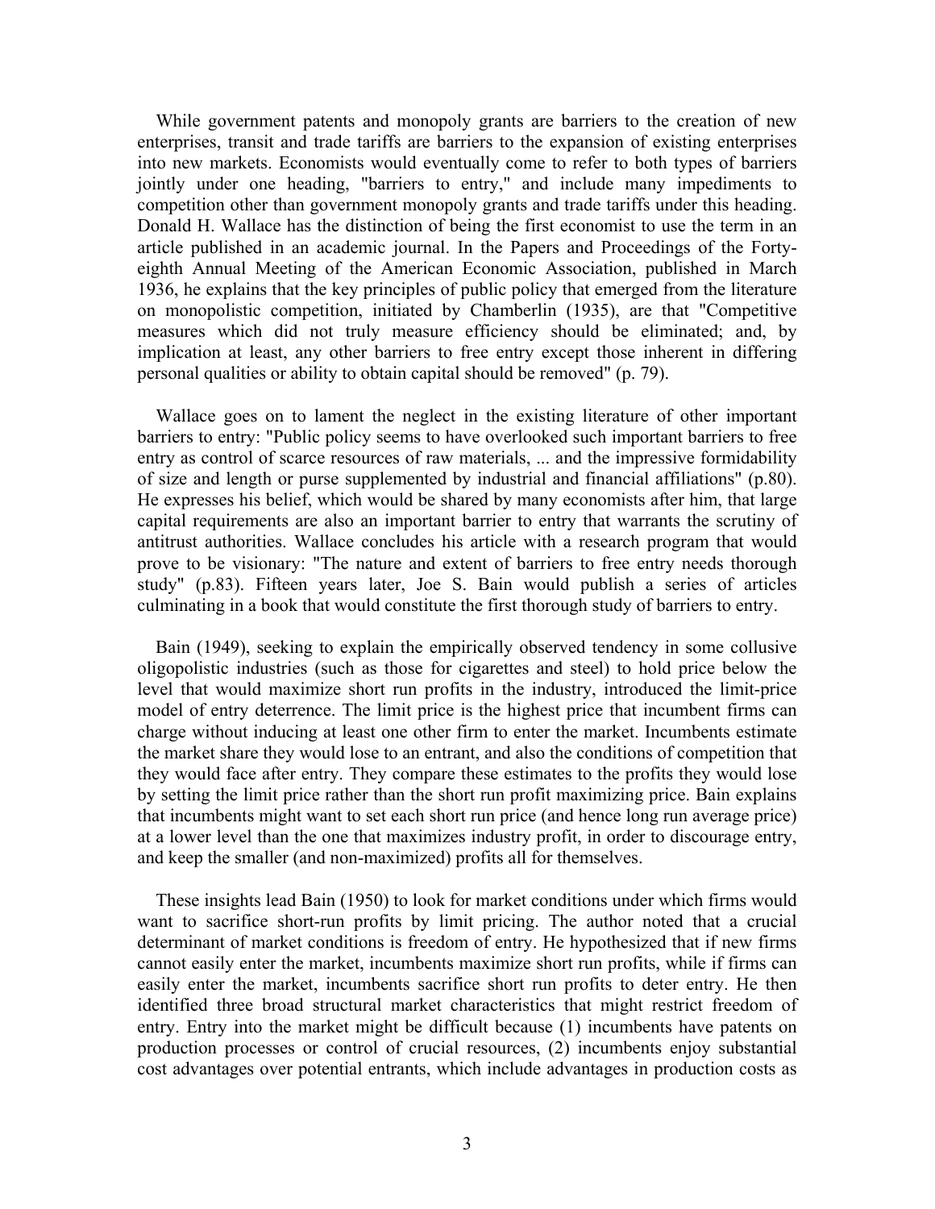While government patents and monopoly grants are barriers to the creation of new enterprises, transit and trade tariffs are barriers to the expansion of existing enterprises into new markets. Economists would eventually come to refer to both types of barriers jointly under one heading, "barriers to entry," and include many impediments to competition other than government monopoly grants and trade tariffs under this heading. Donald H. Wallace has the distinction of being the first economist to use the term in an article published in an academic journal. In the Papers and Proceedings of the Forty-eighth Annual Meeting of the American Economic Association, published in March 1936, he explains that the key principles of public policy that emerged from the literature on monopolistic competition, initiated by Chamberlin (1935), are that "Competitive measures which did not truly measure efficiency should be eliminated; and, by implication at least, any other barriers to free entry except those inherent in differing personal qualities or ability to obtain capital should be removed" (p. 79).

Wallace goes on to lament the neglect in the existing literature of other important barriers to entry: "Public policy seems to have overlooked such important barriers to free entry as control of scarce resources of raw materials, ... and the impressive formidability of size and length or purse supplemented by industrial and financial affiliations" (p.80). He expresses his belief, which would be shared by many economists after him, that large capital requirements are also an important barrier to entry that warrants the scrutiny of antitrust authorities. Wallace concludes his article with a research program that would prove to be visionary: "The nature and extent of barriers to free entry needs thorough study" (p.83). Fifteen years later, Joe S. Bain would publish a series of articles culminating in a book that would constitute the first thorough study of barriers to entry.

Bain (1949), seeking to explain the empirically observed tendency in some collusive oligopolistic industries (such as those for cigarettes and steel) to hold price below the level that would maximize short run profits in the industry, introduced the limit-price model of entry deterrence. The limit price is the highest price that incumbent firms can charge without inducing at least one other firm to enter the market. Incumbents estimate the market share they would lose to an entrant, and also the conditions of competition that they would face after entry. They compare these estimates to the profits they would lose by setting the limit price rather than the short run profit maximizing price. Bain explains that incumbents might want to set each short run price (and hence long run average price) at a lower level than the one that maximizes industry profit, in order to discourage entry, and keep the smaller (and non-maximized) profits all for themselves.

These insights lead Bain (1950) to look for market conditions under which firms would want to sacrifice short-run profits by limit pricing. The author noted that a crucial determinant of market conditions is freedom of entry. He hypothesized that if new firms cannot easily enter the market, incumbents maximize short run profits, while if firms can easily enter the market, incumbents sacrifice short run profits to deter entry. He then identified three broad structural market characteristics that might restrict freedom of entry. Entry into the market might be difficult because (1) incumbents have patents on production processes or control of crucial resources, (2) incumbents enjoy substantial cost advantages over potential entrants, which include advantages in production costs as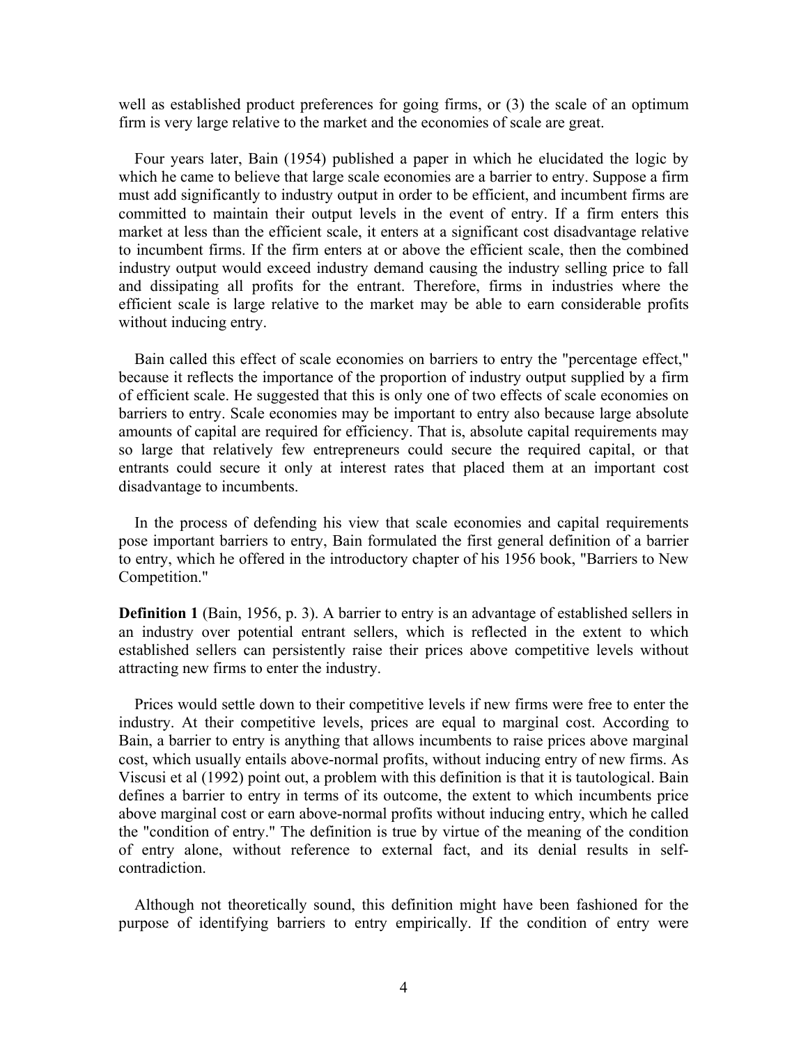well as established product preferences for going firms, or (3) the scale of an optimum firm is very large relative to the market and the economies of scale are great.

Four years later, Bain (1954) published a paper in which he elucidated the logic by which he came to believe that large scale economies are a barrier to entry. Suppose a firm must add significantly to industry output in order to be efficient, and incumbent firms are committed to maintain their output levels in the event of entry. If a firm enters this market at less than the efficient scale, it enters at a significant cost disadvantage relative to incumbent firms. If the firm enters at or above the efficient scale, then the combined industry output would exceed industry demand causing the industry selling price to fall and dissipating all profits for the entrant. Therefore, firms in industries where the efficient scale is large relative to the market may be able to earn considerable profits without inducing entry.

Bain called this effect of scale economies on barriers to entry the "percentage effect," because it reflects the importance of the proportion of industry output supplied by a firm of efficient scale. He suggested that this is only one of two effects of scale economies on barriers to entry. Scale economies may be important to entry also because large absolute amounts of capital are required for efficiency. That is, absolute capital requirements may so large that relatively few entrepreneurs could secure the required capital, or that entrants could secure it only at interest rates that placed them at an important cost disadvantage to incumbents.

In the process of defending his view that scale economies and capital requirements pose important barriers to entry, Bain formulated the first general definition of a barrier to entry, which he offered in the introductory chapter of his 1956 book, "Barriers to New Competition."

**Definition 1** (Bain, 1956, p. 3). A barrier to entry is an advantage of established sellers in an industry over potential entrant sellers, which is reflected in the extent to which established sellers can persistently raise their prices above competitive levels without attracting new firms to enter the industry.

Prices would settle down to their competitive levels if new firms were free to enter the industry. At their competitive levels, prices are equal to marginal cost. According to Bain, a barrier to entry is anything that allows incumbents to raise prices above marginal cost, which usually entails above-normal profits, without inducing entry of new firms. As Viscusi et al (1992) point out, a problem with this definition is that it is tautological. Bain defines a barrier to entry in terms of its outcome, the extent to which incumbents price above marginal cost or earn above-normal profits without inducing entry, which he called the "condition of entry." The definition is true by virtue of the meaning of the condition of entry alone, without reference to external fact, and its denial results in self-contradiction.

Although not theoretically sound, this definition might have been fashioned for the purpose of identifying barriers to entry empirically. If the condition of entry were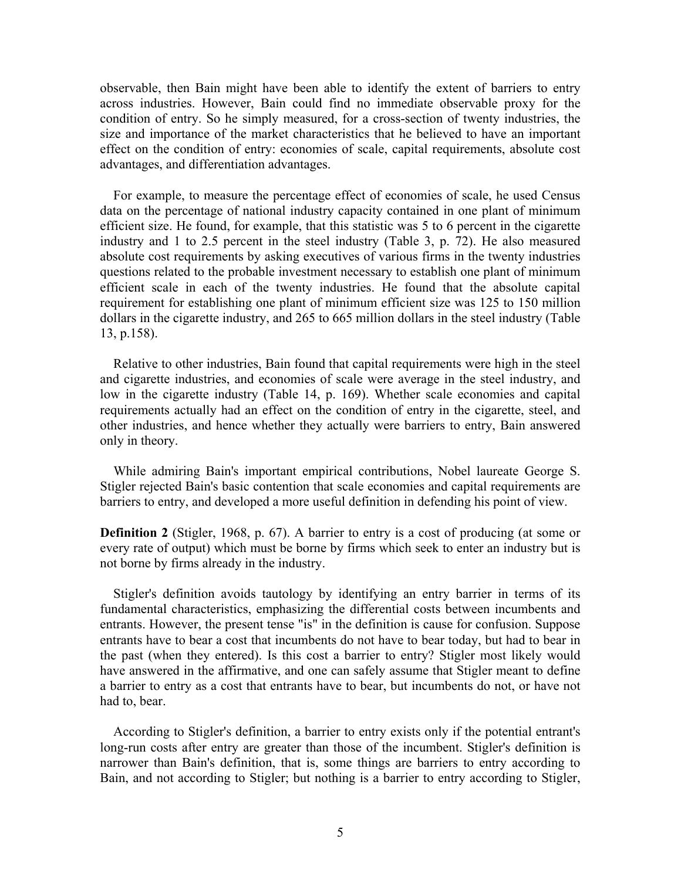observable, then Bain might have been able to identify the extent of barriers to entry across industries. However, Bain could find no immediate observable proxy for the condition of entry. So he simply measured, for a cross-section of twenty industries, the size and importance of the market characteristics that he believed to have an important effect on the condition of entry: economies of scale, capital requirements, absolute cost advantages, and differentiation advantages.

For example, to measure the percentage effect of economies of scale, he used Census data on the percentage of national industry capacity contained in one plant of minimum efficient size. He found, for example, that this statistic was 5 to 6 percent in the cigarette industry and 1 to 2.5 percent in the steel industry (Table 3, p. 72). He also measured absolute cost requirements by asking executives of various firms in the twenty industries questions related to the probable investment necessary to establish one plant of minimum efficient scale in each of the twenty industries. He found that the absolute capital requirement for establishing one plant of minimum efficient size was 125 to 150 million dollars in the cigarette industry, and 265 to 665 million dollars in the steel industry (Table 13, p.158).

Relative to other industries, Bain found that capital requirements were high in the steel and cigarette industries, and economies of scale were average in the steel industry, and low in the cigarette industry (Table 14, p. 169). Whether scale economies and capital requirements actually had an effect on the condition of entry in the cigarette, steel, and other industries, and hence whether they actually were barriers to entry, Bain answered only in theory.

While admiring Bain's important empirical contributions, Nobel laureate George S. Stigler rejected Bain's basic contention that scale economies and capital requirements are barriers to entry, and developed a more useful definition in defending his point of view.

**Definition 2** (Stigler, 1968, p. 67). A barrier to entry is a cost of producing (at some or every rate of output) which must be borne by firms which seek to enter an industry but is not borne by firms already in the industry.

Stigler's definition avoids tautology by identifying an entry barrier in terms of its fundamental characteristics, emphasizing the differential costs between incumbents and entrants. However, the present tense "is" in the definition is cause for confusion. Suppose entrants have to bear a cost that incumbents do not have to bear today, but had to bear in the past (when they entered). Is this cost a barrier to entry? Stigler most likely would have answered in the affirmative, and one can safely assume that Stigler meant to define a barrier to entry as a cost that entrants have to bear, but incumbents do not, or have not had to, bear.

According to Stigler's definition, a barrier to entry exists only if the potential entrant's long-run costs after entry are greater than those of the incumbent. Stigler's definition is narrower than Bain's definition, that is, some things are barriers to entry according to Bain, and not according to Stigler; but nothing is a barrier to entry according to Stigler,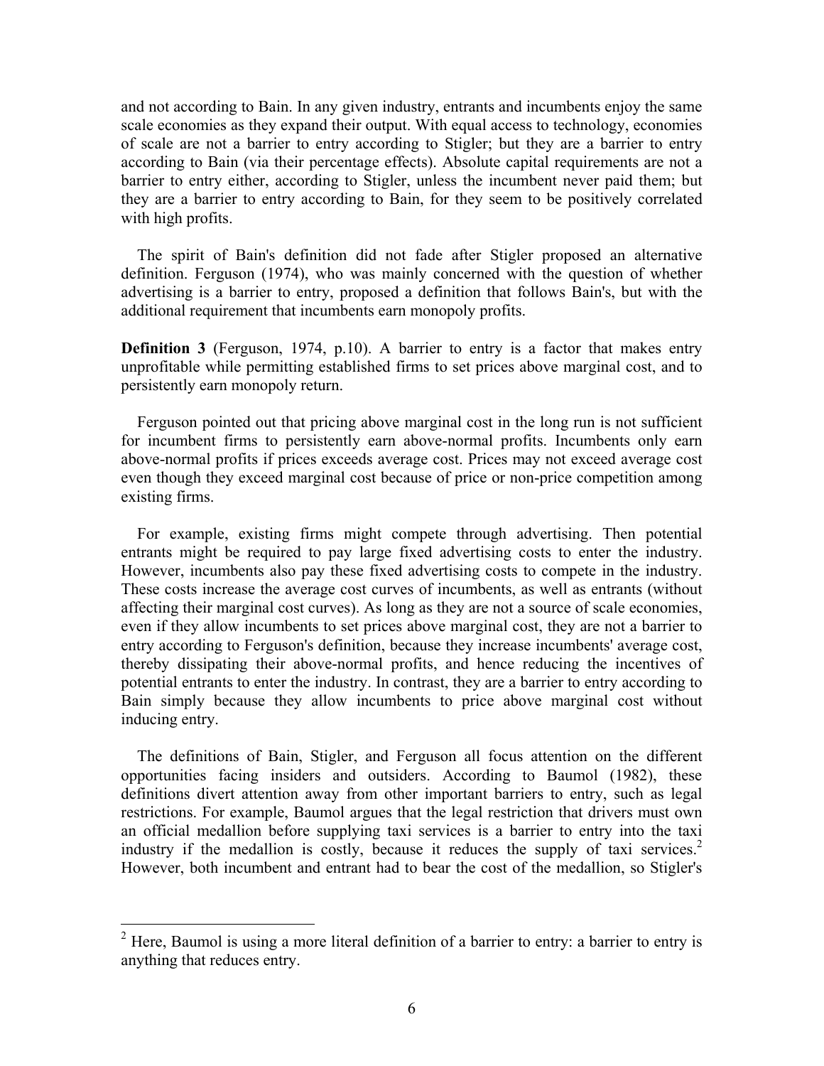and not according to Bain. In any given industry, entrants and incumbents enjoy the same scale economies as they expand their output. With equal access to technology, economies of scale are not a barrier to entry according to Stigler; but they are a barrier to entry according to Bain (via their percentage effects). Absolute capital requirements are not a barrier to entry either, according to Stigler, unless the incumbent never paid them; but they are a barrier to entry according to Bain, for they seem to be positively correlated with high profits.

The spirit of Bain's definition did not fade after Stigler proposed an alternative definition. Ferguson (1974), who was mainly concerned with the question of whether advertising is a barrier to entry, proposed a definition that follows Bain's, but with the additional requirement that incumbents earn monopoly profits.

**Definition 3** (Ferguson, 1974, p.10). A barrier to entry is a factor that makes entry unprofitable while permitting established firms to set prices above marginal cost, and to persistently earn monopoly return.

Ferguson pointed out that pricing above marginal cost in the long run is not sufficient for incumbent firms to persistently earn above-normal profits. Incumbents only earn above-normal profits if prices exceeds average cost. Prices may not exceed average cost even though they exceed marginal cost because of price or non-price competition among existing firms.

For example, existing firms might compete through advertising. Then potential entrants might be required to pay large fixed advertising costs to enter the industry. However, incumbents also pay these fixed advertising costs to compete in the industry. These costs increase the average cost curves of incumbents, as well as entrants (without affecting their marginal cost curves). As long as they are not a source of scale economies, even if they allow incumbents to set prices above marginal cost, they are not a barrier to entry according to Ferguson's definition, because they increase incumbents' average cost, thereby dissipating their above-normal profits, and hence reducing the incentives of potential entrants to enter the industry. In contrast, they are a barrier to entry according to Bain simply because they allow incumbents to price above marginal cost without inducing entry.

The definitions of Bain, Stigler, and Ferguson all focus attention on the different opportunities facing insiders and outsiders. According to Baumol (1982), these definitions divert attention away from other important barriers to entry, such as legal restrictions. For example, Baumol argues that the legal restriction that drivers must own an official medallion before supplying taxi services is a barrier to entry into the taxi industry if the medallion is costly, because it reduces the supply of taxi services.[2] However, both incumbent and entrant had to bear the cost of the medallion, so Stigler's

[2] Here, Baumol is using a more literal definition of a barrier to entry: a barrier to entry is anything that reduces entry.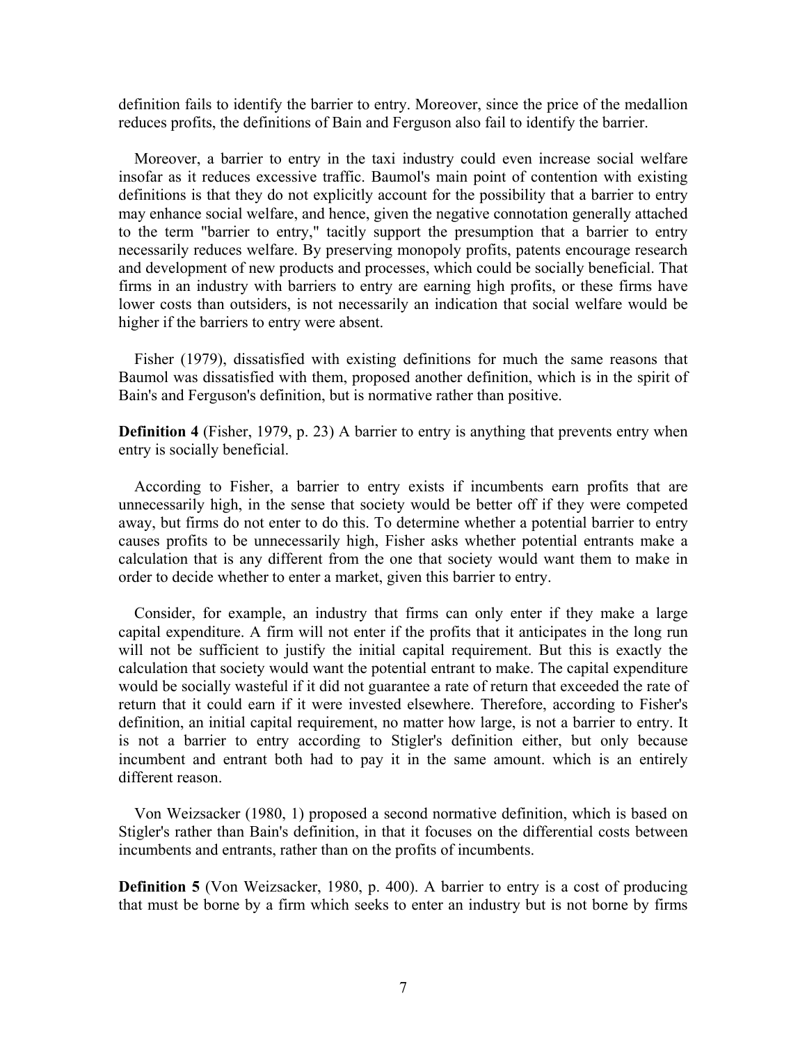definition fails to identify the barrier to entry. Moreover, since the price of the medallion reduces profits, the definitions of Bain and Ferguson also fail to identify the barrier.

Moreover, a barrier to entry in the taxi industry could even increase social welfare insofar as it reduces excessive traffic. Baumol's main point of contention with existing definitions is that they do not explicitly account for the possibility that a barrier to entry may enhance social welfare, and hence, given the negative connotation generally attached to the term "barrier to entry," tacitly support the presumption that a barrier to entry necessarily reduces welfare. By preserving monopoly profits, patents encourage research and development of new products and processes, which could be socially beneficial. That firms in an industry with barriers to entry are earning high profits, or these firms have lower costs than outsiders, is not necessarily an indication that social welfare would be higher if the barriers to entry were absent.

Fisher (1979), dissatisfied with existing definitions for much the same reasons that Baumol was dissatisfied with them, proposed another definition, which is in the spirit of Bain's and Ferguson's definition, but is normative rather than positive.

**Definition 4** (Fisher, 1979, p. 23) A barrier to entry is anything that prevents entry when entry is socially beneficial.

According to Fisher, a barrier to entry exists if incumbents earn profits that are unnecessarily high, in the sense that society would be better off if they were competed away, but firms do not enter to do this. To determine whether a potential barrier to entry causes profits to be unnecessarily high, Fisher asks whether potential entrants make a calculation that is any different from the one that society would want them to make in order to decide whether to enter a market, given this barrier to entry.

Consider, for example, an industry that firms can only enter if they make a large capital expenditure. A firm will not enter if the profits that it anticipates in the long run will not be sufficient to justify the initial capital requirement. But this is exactly the calculation that society would want the potential entrant to make. The capital expenditure would be socially wasteful if it did not guarantee a rate of return that exceeded the rate of return that it could earn if it were invested elsewhere. Therefore, according to Fisher's definition, an initial capital requirement, no matter how large, is not a barrier to entry. It is not a barrier to entry according to Stigler's definition either, but only because incumbent and entrant both had to pay it in the same amount. which is an entirely different reason.

Von Weizsacker (1980, 1) proposed a second normative definition, which is based on Stigler's rather than Bain's definition, in that it focuses on the differential costs between incumbents and entrants, rather than on the profits of incumbents.

**Definition 5** (Von Weizsacker, 1980, p. 400). A barrier to entry is a cost of producing that must be borne by a firm which seeks to enter an industry but is not borne by firms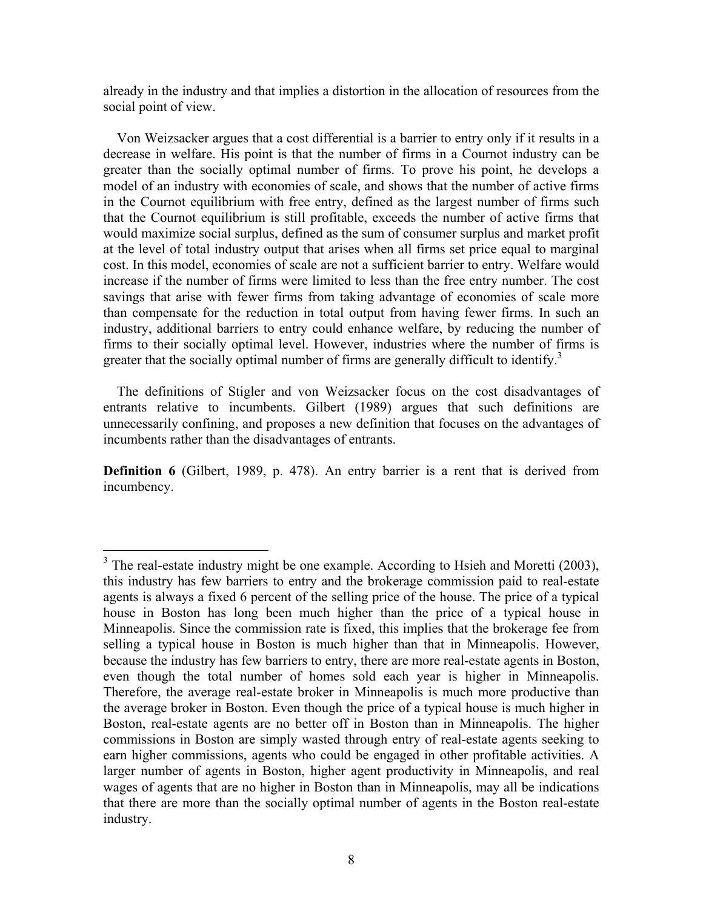already in the industry and that implies a distortion in the allocation of resources from the social point of view.

Von Weizsacker argues that a cost differential is a barrier to entry only if it results in a decrease in welfare. His point is that the number of firms in a Cournot industry can be greater than the socially optimal number of firms. To prove his point, he develops a model of an industry with economies of scale, and shows that the number of active firms in the Cournot equilibrium with free entry, defined as the largest number of firms such that the Cournot equilibrium is still profitable, exceeds the number of active firms that would maximize social surplus, defined as the sum of consumer surplus and market profit at the level of total industry output that arises when all firms set price equal to marginal cost. In this model, economies of scale are not a sufficient barrier to entry. Welfare would increase if the number of firms were limited to less than the free entry number. The cost savings that arise with fewer firms from taking advantage of economies of scale more than compensate for the reduction in total output from having fewer firms. In such an industry, additional barriers to entry could enhance welfare, by reducing the number of firms to their socially optimal level. However, industries where the number of firms is greater that the socially optimal number of firms are generally difficult to identify.[3]

The definitions of Stigler and von Weizsacker focus on the cost disadvantages of entrants relative to incumbents. Gilbert (1989) argues that such definitions are unnecessarily confining, and proposes a new definition that focuses on the advantages of incumbents rather than the disadvantages of entrants.

**Definition 6** (Gilbert, 1989, p. 478). An entry barrier is a rent that is derived from incumbency.

---

[3] The real-estate industry might be one example. According to Hsieh and Moretti (2003), this industry has few barriers to entry and the brokerage commission paid to real-estate agents is always a fixed 6 percent of the selling price of the house. The price of a typical house in Boston has long been much higher than the price of a typical house in Minneapolis. Since the commission rate is fixed, this implies that the brokerage fee from selling a typical house in Boston is much higher than that in Minneapolis. However, because the industry has few barriers to entry, there are more real-estate agents in Boston, even though the total number of homes sold each year is higher in Minneapolis. Therefore, the average real-estate broker in Minneapolis is much more productive than the average broker in Boston. Even though the price of a typical house is much higher in Boston, real-estate agents are no better off in Boston than in Minneapolis. The higher commissions in Boston are simply wasted through entry of real-estate agents seeking to earn higher commissions, agents who could be engaged in other profitable activities. A larger number of agents in Boston, higher agent productivity in Minneapolis, and real wages of agents that are no higher in Boston than in Minneapolis, may all be indications that there are more than the socially optimal number of agents in the Boston real-estate industry.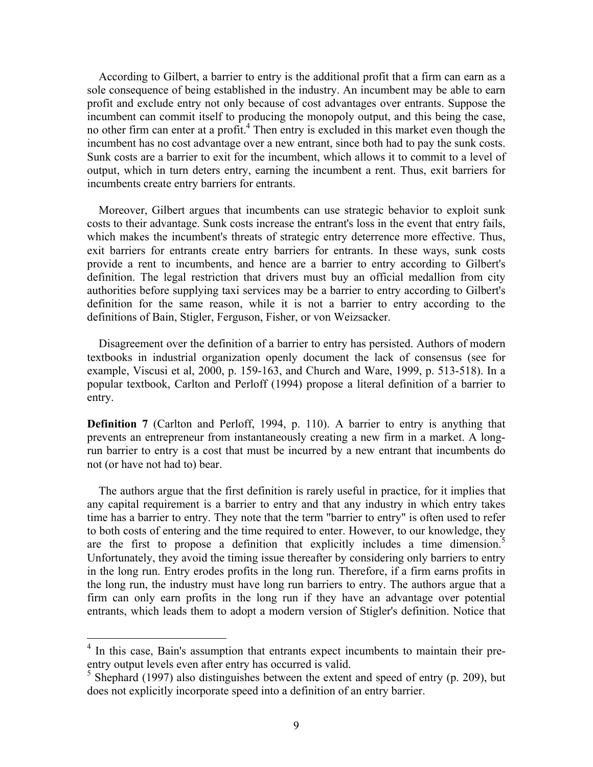According to Gilbert, a barrier to entry is the additional profit that a firm can earn as a sole consequence of being established in the industry. An incumbent may be able to earn profit and exclude entry not only because of cost advantages over entrants. Suppose the incumbent can commit itself to producing the monopoly output, and this being the case, no other firm can enter at a profit.[4] Then entry is excluded in this market even though the incumbent has no cost advantage over a new entrant, since both had to pay the sunk costs. Sunk costs are a barrier to exit for the incumbent, which allows it to commit to a level of output, which in turn deters entry, earning the incumbent a rent. Thus, exit barriers for incumbents create entry barriers for entrants.

Moreover, Gilbert argues that incumbents can use strategic behavior to exploit sunk costs to their advantage. Sunk costs increase the entrant's loss in the event that entry fails, which makes the incumbent's threats of strategic entry deterrence more effective. Thus, exit barriers for entrants create entry barriers for entrants. In these ways, sunk costs provide a rent to incumbents, and hence are a barrier to entry according to Gilbert's definition. The legal restriction that drivers must buy an official medallion from city authorities before supplying taxi services may be a barrier to entry according to Gilbert's definition for the same reason, while it is not a barrier to entry according to the definitions of Bain, Stigler, Ferguson, Fisher, or von Weizsacker.

Disagreement over the definition of a barrier to entry has persisted. Authors of modern textbooks in industrial organization openly document the lack of consensus (see for example, Viscusi et al, 2000, p. 159-163, and Church and Ware, 1999, p. 513-518). In a popular textbook, Carlton and Perloff (1994) propose a literal definition of a barrier to entry.

**Definition 7** (Carlton and Perloff, 1994, p. 110). A barrier to entry is anything that prevents an entrepreneur from instantaneously creating a new firm in a market. A long-run barrier to entry is a cost that must be incurred by a new entrant that incumbents do not (or have not had to) bear.

The authors argue that the first definition is rarely useful in practice, for it implies that any capital requirement is a barrier to entry and that any industry in which entry takes time has a barrier to entry. They note that the term "barrier to entry" is often used to refer to both costs of entering and the time required to enter. However, to our knowledge, they are the first to propose a definition that explicitly includes a time dimension.[5] Unfortunately, they avoid the timing issue thereafter by considering only barriers to entry in the long run. Entry erodes profits in the long run. Therefore, if a firm earns profits in the long run, the industry must have long run barriers to entry. The authors argue that a firm can only earn profits in the long run if they have an advantage over potential entrants, which leads them to adopt a modern version of Stigler's definition. Notice that

[4] In this case, Bain's assumption that entrants expect incumbents to maintain their pre-entry output levels even after entry has occurred is valid.

[5] Shephard (1997) also distinguishes between the extent and speed of entry (p. 209), but does not explicitly incorporate speed into a definition of an entry barrier.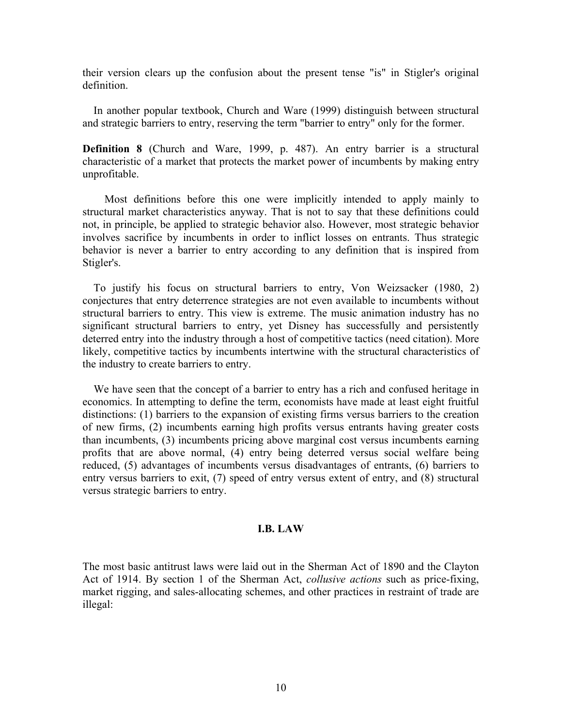their version clears up the confusion about the present tense "is" in Stigler's original definition.

In another popular textbook, Church and Ware (1999) distinguish between structural and strategic barriers to entry, reserving the term "barrier to entry" only for the former.

**Definition 8** (Church and Ware, 1999, p. 487). An entry barrier is a structural characteristic of a market that protects the market power of incumbents by making entry unprofitable.

Most definitions before this one were implicitly intended to apply mainly to structural market characteristics anyway. That is not to say that these definitions could not, in principle, be applied to strategic behavior also. However, most strategic behavior involves sacrifice by incumbents in order to inflict losses on entrants. Thus strategic behavior is never a barrier to entry according to any definition that is inspired from Stigler's.

To justify his focus on structural barriers to entry, Von Weizsacker (1980, 2) conjectures that entry deterrence strategies are not even available to incumbents without structural barriers to entry. This view is extreme. The music animation industry has no significant structural barriers to entry, yet Disney has successfully and persistently deterred entry into the industry through a host of competitive tactics (need citation). More likely, competitive tactics by incumbents intertwine with the structural characteristics of the industry to create barriers to entry.

We have seen that the concept of a barrier to entry has a rich and confused heritage in economics. In attempting to define the term, economists have made at least eight fruitful distinctions: (1) barriers to the expansion of existing firms versus barriers to the creation of new firms, (2) incumbents earning high profits versus entrants having greater costs than incumbents, (3) incumbents pricing above marginal cost versus incumbents earning profits that are above normal, (4) entry being deterred versus social welfare being reduced, (5) advantages of incumbents versus disadvantages of entrants, (6) barriers to entry versus barriers to exit, (7) speed of entry versus extent of entry, and (8) structural versus strategic barriers to entry.

## I.B. LAW

The most basic antitrust laws were laid out in the Sherman Act of 1890 and the Clayton Act of 1914. By section 1 of the Sherman Act, *collusive actions* such as price-fixing, market rigging, and sales-allocating schemes, and other practices in restraint of trade are illegal: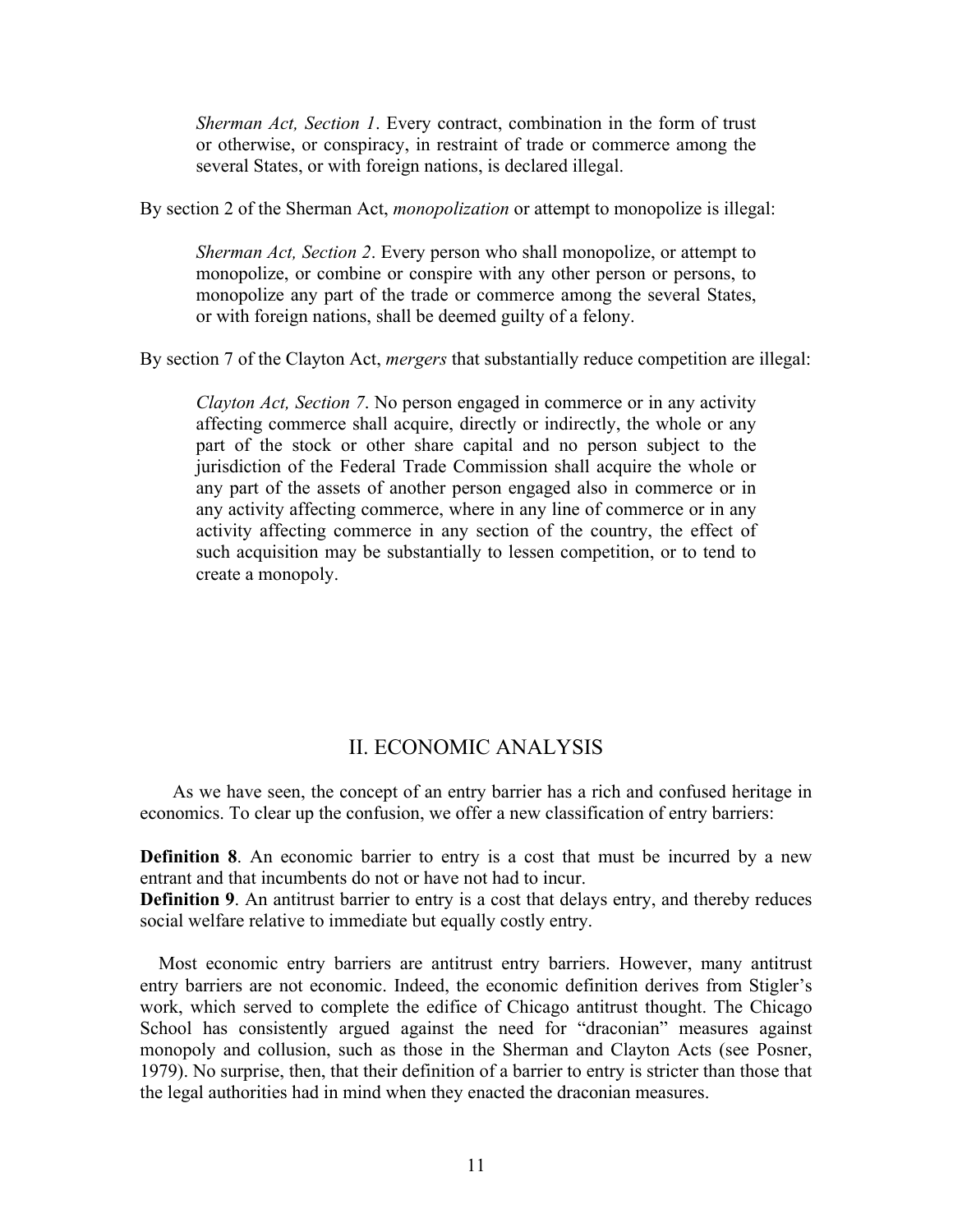> *Sherman Act, Section 1*. Every contract, combination in the form of trust or otherwise, or conspiracy, in restraint of trade or commerce among the several States, or with foreign nations, is declared illegal.

By section 2 of the Sherman Act, *monopolization* or attempt to monopolize is illegal:

> *Sherman Act, Section 2*. Every person who shall monopolize, or attempt to monopolize, or combine or conspire with any other person or persons, to monopolize any part of the trade or commerce among the several States, or with foreign nations, shall be deemed guilty of a felony.

By section 7 of the Clayton Act, *mergers* that substantially reduce competition are illegal:

> *Clayton Act, Section 7*. No person engaged in commerce or in any activity affecting commerce shall acquire, directly or indirectly, the whole or any part of the stock or other share capital and no person subject to the jurisdiction of the Federal Trade Commission shall acquire the whole or any part of the assets of another person engaged also in commerce or in any activity affecting commerce, where in any line of commerce or in any activity affecting commerce in any section of the country, the effect of such acquisition may be substantially to lessen competition, or to tend to create a monopoly.

## II. ECONOMIC ANALYSIS

As we have seen, the concept of an entry barrier has a rich and confused heritage in economics. To clear up the confusion, we offer a new classification of entry barriers:

**Definition 8**. An economic barrier to entry is a cost that must be incurred by a new entrant and that incumbents do not or have not had to incur.
**Definition 9**. An antitrust barrier to entry is a cost that delays entry, and thereby reduces social welfare relative to immediate but equally costly entry.

Most economic entry barriers are antitrust entry barriers. However, many antitrust entry barriers are not economic. Indeed, the economic definition derives from Stigler's work, which served to complete the edifice of Chicago antitrust thought. The Chicago School has consistently argued against the need for "draconian" measures against monopoly and collusion, such as those in the Sherman and Clayton Acts (see Posner, 1979). No surprise, then, that their definition of a barrier to entry is stricter than those that the legal authorities had in mind when they enacted the draconian measures.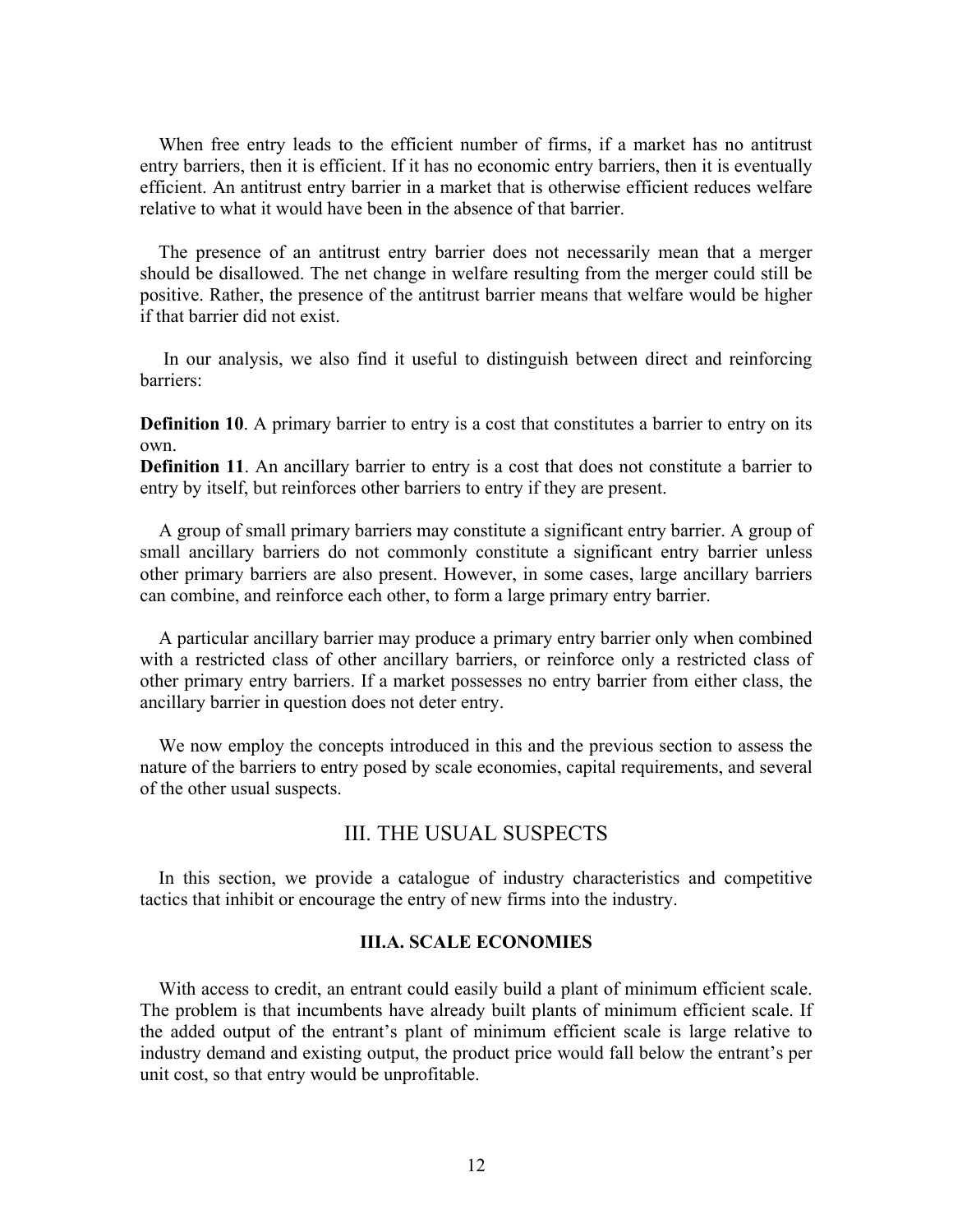When free entry leads to the efficient number of firms, if a market has no antitrust entry barriers, then it is efficient. If it has no economic entry barriers, then it is eventually efficient. An antitrust entry barrier in a market that is otherwise efficient reduces welfare relative to what it would have been in the absence of that barrier.

The presence of an antitrust entry barrier does not necessarily mean that a merger should be disallowed. The net change in welfare resulting from the merger could still be positive. Rather, the presence of the antitrust barrier means that welfare would be higher if that barrier did not exist.

In our analysis, we also find it useful to distinguish between direct and reinforcing barriers:

**Definition 10**. A primary barrier to entry is a cost that constitutes a barrier to entry on its own.

**Definition 11**. An ancillary barrier to entry is a cost that does not constitute a barrier to entry by itself, but reinforces other barriers to entry if they are present.

A group of small primary barriers may constitute a significant entry barrier. A group of small ancillary barriers do not commonly constitute a significant entry barrier unless other primary barriers are also present. However, in some cases, large ancillary barriers can combine, and reinforce each other, to form a large primary entry barrier.

A particular ancillary barrier may produce a primary entry barrier only when combined with a restricted class of other ancillary barriers, or reinforce only a restricted class of other primary entry barriers. If a market possesses no entry barrier from either class, the ancillary barrier in question does not deter entry.

We now employ the concepts introduced in this and the previous section to assess the nature of the barriers to entry posed by scale economies, capital requirements, and several of the other usual suspects.

## III. THE USUAL SUSPECTS

In this section, we provide a catalogue of industry characteristics and competitive tactics that inhibit or encourage the entry of new firms into the industry.

### III.A. SCALE ECONOMIES

With access to credit, an entrant could easily build a plant of minimum efficient scale. The problem is that incumbents have already built plants of minimum efficient scale. If the added output of the entrant's plant of minimum efficient scale is large relative to industry demand and existing output, the product price would fall below the entrant's per unit cost, so that entry would be unprofitable.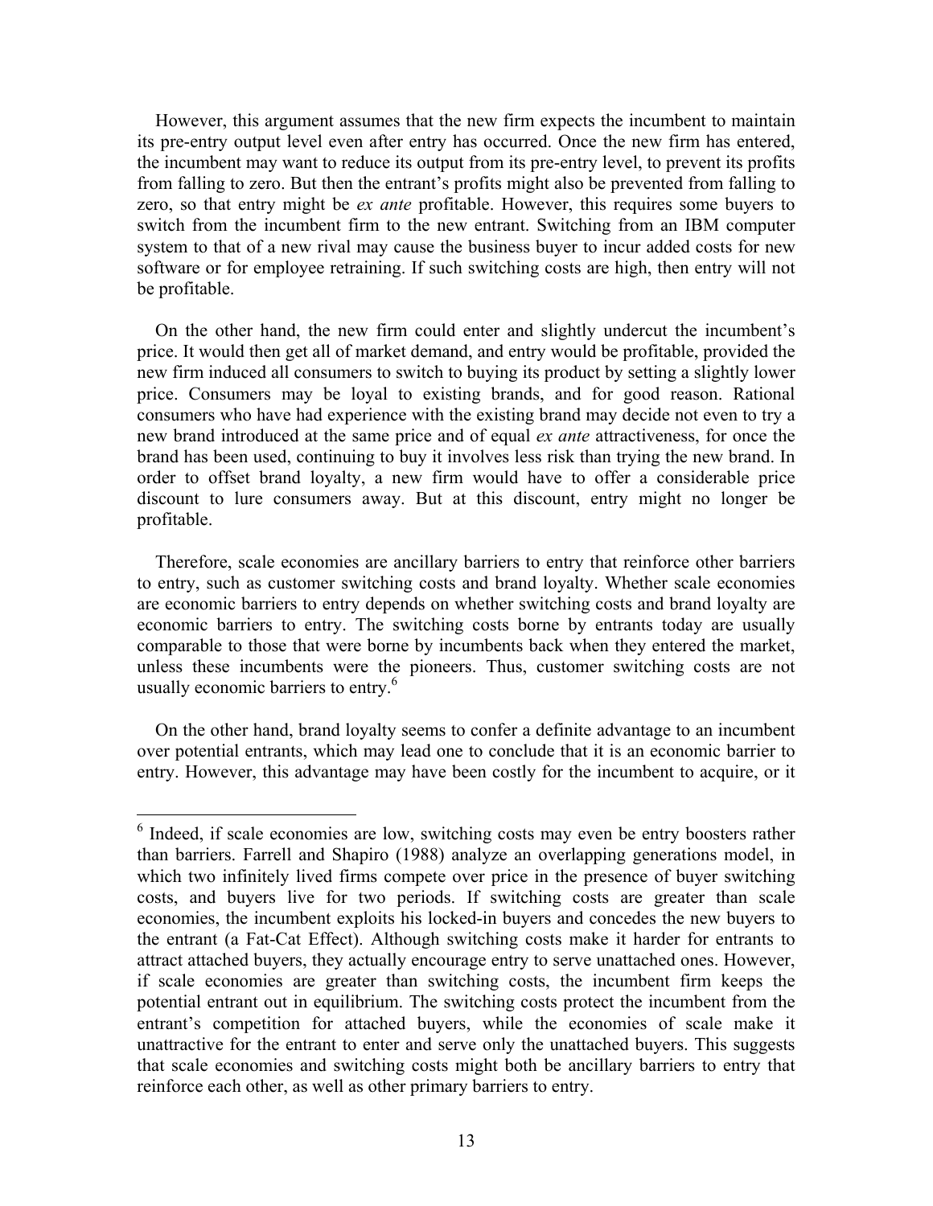However, this argument assumes that the new firm expects the incumbent to maintain its pre-entry output level even after entry has occurred. Once the new firm has entered, the incumbent may want to reduce its output from its pre-entry level, to prevent its profits from falling to zero. But then the entrant's profits might also be prevented from falling to zero, so that entry might be *ex ante* profitable. However, this requires some buyers to switch from the incumbent firm to the new entrant. Switching from an IBM computer system to that of a new rival may cause the business buyer to incur added costs for new software or for employee retraining. If such switching costs are high, then entry will not be profitable.

On the other hand, the new firm could enter and slightly undercut the incumbent's price. It would then get all of market demand, and entry would be profitable, provided the new firm induced all consumers to switch to buying its product by setting a slightly lower price. Consumers may be loyal to existing brands, and for good reason. Rational consumers who have had experience with the existing brand may decide not even to try a new brand introduced at the same price and of equal *ex ante* attractiveness, for once the brand has been used, continuing to buy it involves less risk than trying the new brand. In order to offset brand loyalty, a new firm would have to offer a considerable price discount to lure consumers away. But at this discount, entry might no longer be profitable.

Therefore, scale economies are ancillary barriers to entry that reinforce other barriers to entry, such as customer switching costs and brand loyalty. Whether scale economies are economic barriers to entry depends on whether switching costs and brand loyalty are economic barriers to entry. The switching costs borne by entrants today are usually comparable to those that were borne by incumbents back when they entered the market, unless these incumbents were the pioneers. Thus, customer switching costs are not usually economic barriers to entry.[6]

On the other hand, brand loyalty seems to confer a definite advantage to an incumbent over potential entrants, which may lead one to conclude that it is an economic barrier to entry. However, this advantage may have been costly for the incumbent to acquire, or it

---

[6] Indeed, if scale economies are low, switching costs may even be entry boosters rather than barriers. Farrell and Shapiro (1988) analyze an overlapping generations model, in which two infinitely lived firms compete over price in the presence of buyer switching costs, and buyers live for two periods. If switching costs are greater than scale economies, the incumbent exploits his locked-in buyers and concedes the new buyers to the entrant (a Fat-Cat Effect). Although switching costs make it harder for entrants to attract attached buyers, they actually encourage entry to serve unattached ones. However, if scale economies are greater than switching costs, the incumbent firm keeps the potential entrant out in equilibrium. The switching costs protect the incumbent from the entrant's competition for attached buyers, while the economies of scale make it unattractive for the entrant to enter and serve only the unattached buyers. This suggests that scale economies and switching costs might both be ancillary barriers to entry that reinforce each other, as well as other primary barriers to entry.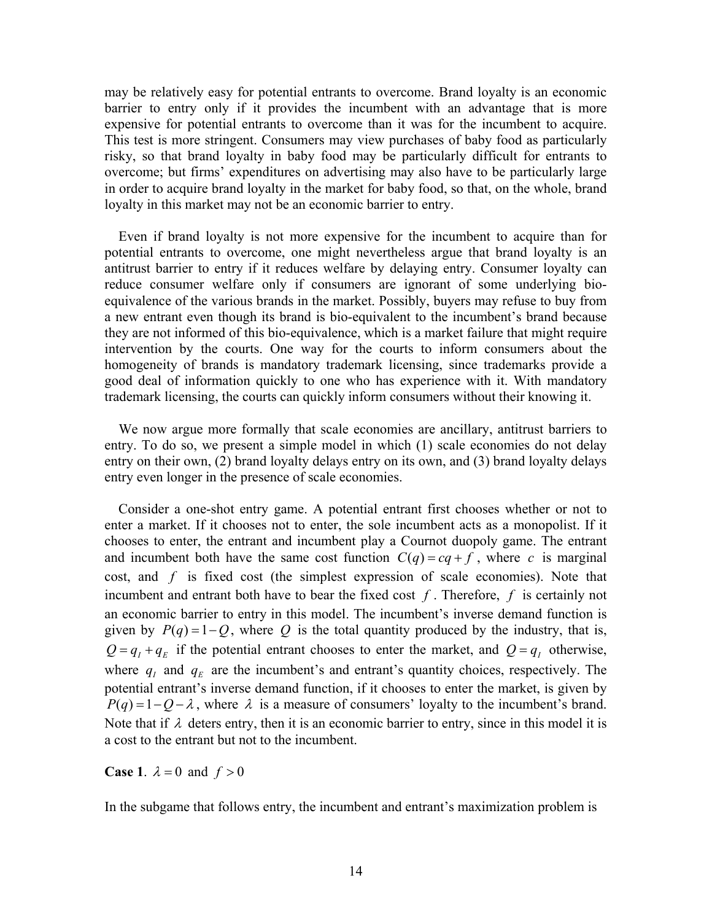may be relatively easy for potential entrants to overcome. Brand loyalty is an economic barrier to entry only if it provides the incumbent with an advantage that is more expensive for potential entrants to overcome than it was for the incumbent to acquire. This test is more stringent. Consumers may view purchases of baby food as particularly risky, so that brand loyalty in baby food may be particularly difficult for entrants to overcome; but firms' expenditures on advertising may also have to be particularly large in order to acquire brand loyalty in the market for baby food, so that, on the whole, brand loyalty in this market may not be an economic barrier to entry.

Even if brand loyalty is not more expensive for the incumbent to acquire than for potential entrants to overcome, one might nevertheless argue that brand loyalty is an antitrust barrier to entry if it reduces welfare by delaying entry. Consumer loyalty can reduce consumer welfare only if consumers are ignorant of some underlying bio-equivalence of the various brands in the market. Possibly, buyers may refuse to buy from a new entrant even though its brand is bio-equivalent to the incumbent's brand because they are not informed of this bio-equivalence, which is a market failure that might require intervention by the courts. One way for the courts to inform consumers about the homogeneity of brands is mandatory trademark licensing, since trademarks provide a good deal of information quickly to one who has experience with it. With mandatory trademark licensing, the courts can quickly inform consumers without their knowing it.

We now argue more formally that scale economies are ancillary, antitrust barriers to entry. To do so, we present a simple model in which (1) scale economies do not delay entry on their own, (2) brand loyalty delays entry on its own, and (3) brand loyalty delays entry even longer in the presence of scale economies.

Consider a one-shot entry game. A potential entrant first chooses whether or not to enter a market. If it chooses not to enter, the sole incumbent acts as a monopolist. If it chooses to enter, the entrant and incumbent play a Cournot duopoly game. The entrant and incumbent both have the same cost function $C(q) = cq + f$, where $c$ is marginal cost, and $f$ is fixed cost (the simplest expression of scale economies). Note that incumbent and entrant both have to bear the fixed cost $f$. Therefore, $f$ is certainly not an economic barrier to entry in this model. The incumbent's inverse demand function is given by $P(q) = 1 - Q$, where $Q$ is the total quantity produced by the industry, that is, $Q = q_I + q_E$ if the potential entrant chooses to enter the market, and $Q = q_I$ otherwise, where $q_I$ and $q_E$ are the incumbent's and entrant's quantity choices, respectively. The potential entrant's inverse demand function, if it chooses to enter the market, is given by $P(q) = 1 - Q - \lambda$, where $\lambda$ is a measure of consumers' loyalty to the incumbent's brand. Note that if $\lambda$ deters entry, then it is an economic barrier to entry, since in this model it is a cost to the entrant but not to the incumbent.

**Case 1**. $\lambda = 0$ and $f > 0$

In the subgame that follows entry, the incumbent and entrant's maximization problem is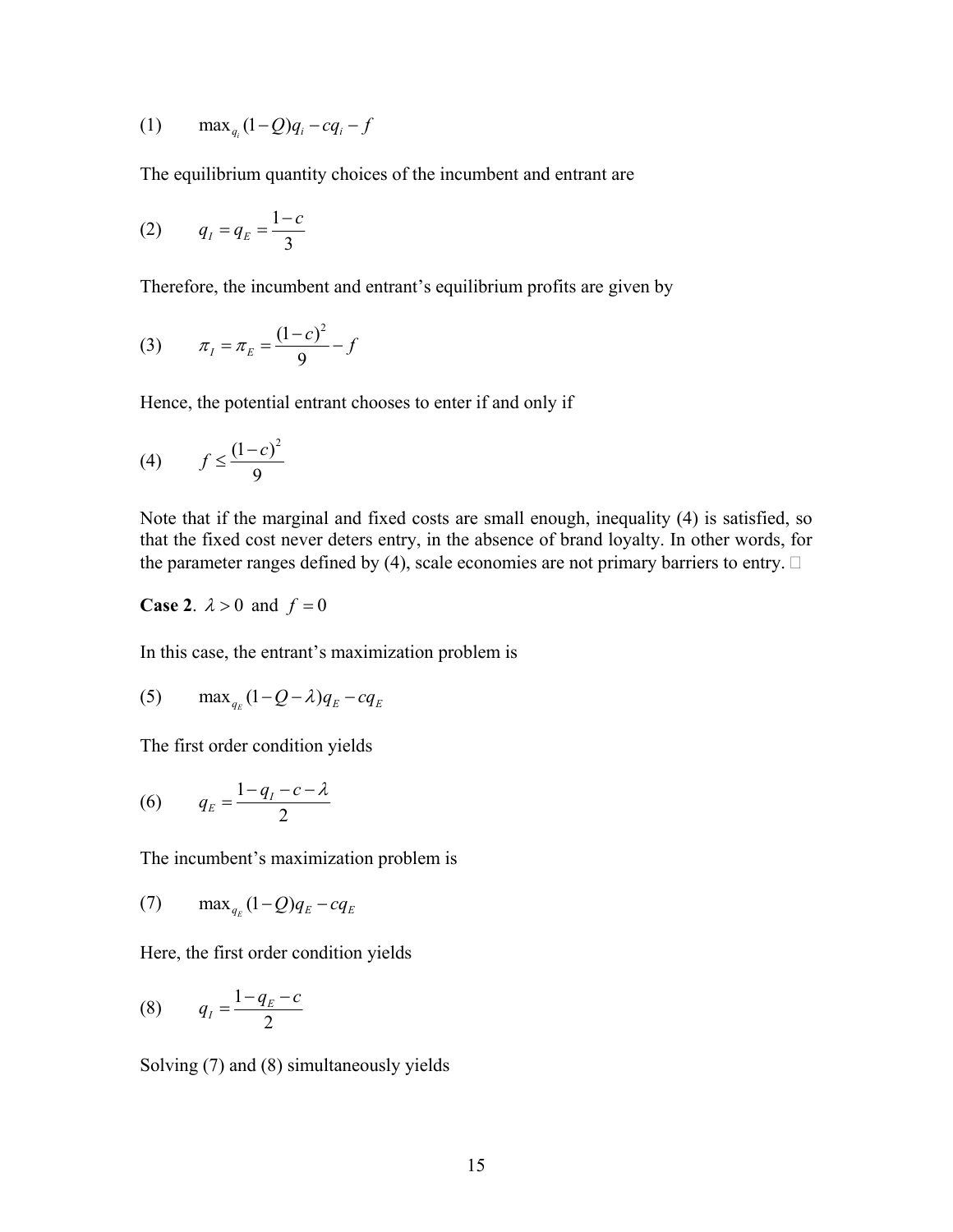$$(1) \qquad \max_{q_i} (1-Q)q_i - cq_i - f$$

The equilibrium quantity choices of the incumbent and entrant are

$$(2) \qquad q_I = q_E = \frac{1-c}{3}$$

Therefore, the incumbent and entrant's equilibrium profits are given by

$$(3) \qquad \pi_I = \pi_E = \frac{(1-c)^2}{9} - f$$

Hence, the potential entrant chooses to enter if and only if

$$(4) \qquad f \leq \frac{(1-c)^2}{9}$$

Note that if the marginal and fixed costs are small enough, inequality (4) is satisfied, so that the fixed cost never deters entry, in the absence of brand loyalty. In other words, for the parameter ranges defined by (4), scale economies are not primary barriers to entry. □

**Case 2**. $\lambda > 0$ and $f = 0$

In this case, the entrant's maximization problem is

$$(5) \qquad \max_{q_E} (1-Q-\lambda)q_E - cq_E$$

The first order condition yields

$$(6) \qquad q_E = \frac{1-q_I-c-\lambda}{2}$$

The incumbent's maximization problem is

$$(7) \qquad \max_{q_E} (1-Q)q_E - cq_E$$

Here, the first order condition yields

$$(8) \qquad q_I = \frac{1-q_E-c}{2}$$

Solving (7) and (8) simultaneously yields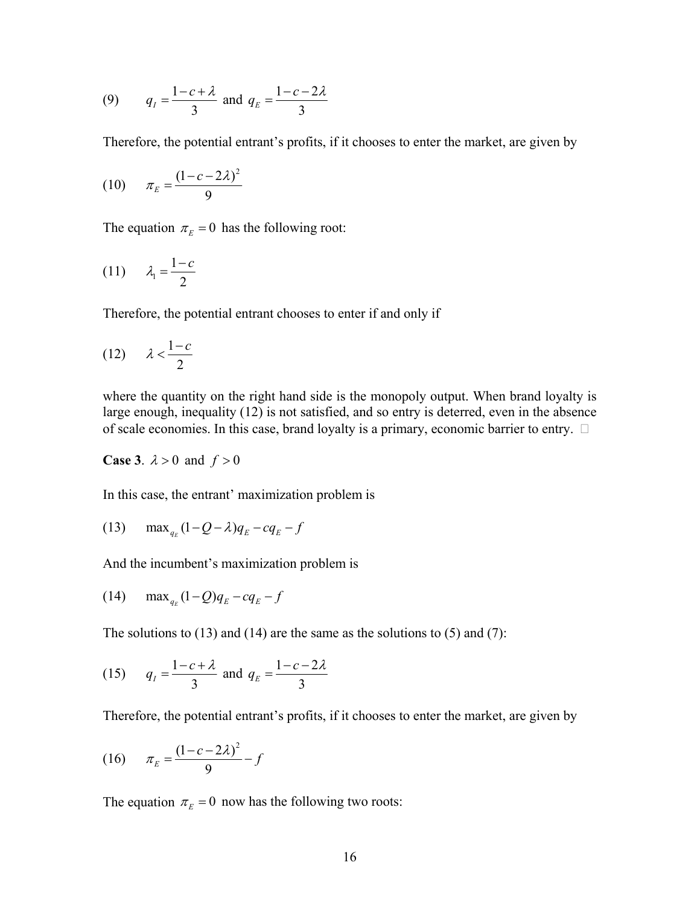$$(9) \qquad q_I = \frac{1-c+\lambda}{3} \text{ and } q_E = \frac{1-c-2\lambda}{3}$$

Therefore, the potential entrant's profits, if it chooses to enter the market, are given by

$$(10) \qquad \pi_E = \frac{(1-c-2\lambda)^2}{9}$$

The equation $\pi_E = 0$ has the following root:

$$(11) \qquad \lambda_1 = \frac{1-c}{2}$$

Therefore, the potential entrant chooses to enter if and only if

$$(12) \qquad \lambda < \frac{1-c}{2}$$

where the quantity on the right hand side is the monopoly output. When brand loyalty is large enough, inequality (12) is not satisfied, and so entry is deterred, even in the absence of scale economies. In this case, brand loyalty is a primary, economic barrier to entry. □

**Case 3**. $\lambda > 0$ and $f > 0$

In this case, the entrant' maximization problem is

$$(13) \qquad \max_{q_E} (1-Q-\lambda)q_E - cq_E - f$$

And the incumbent's maximization problem is

$$(14) \qquad \max_{q_E} (1-Q)q_E - cq_E - f$$

The solutions to (13) and (14) are the same as the solutions to (5) and (7):

$$(15) \qquad q_I = \frac{1-c+\lambda}{3} \text{ and } q_E = \frac{1-c-2\lambda}{3}$$

Therefore, the potential entrant's profits, if it chooses to enter the market, are given by

$$(16) \qquad \pi_E = \frac{(1-c-2\lambda)^2}{9} - f$$

The equation $\pi_E = 0$ now has the following two roots: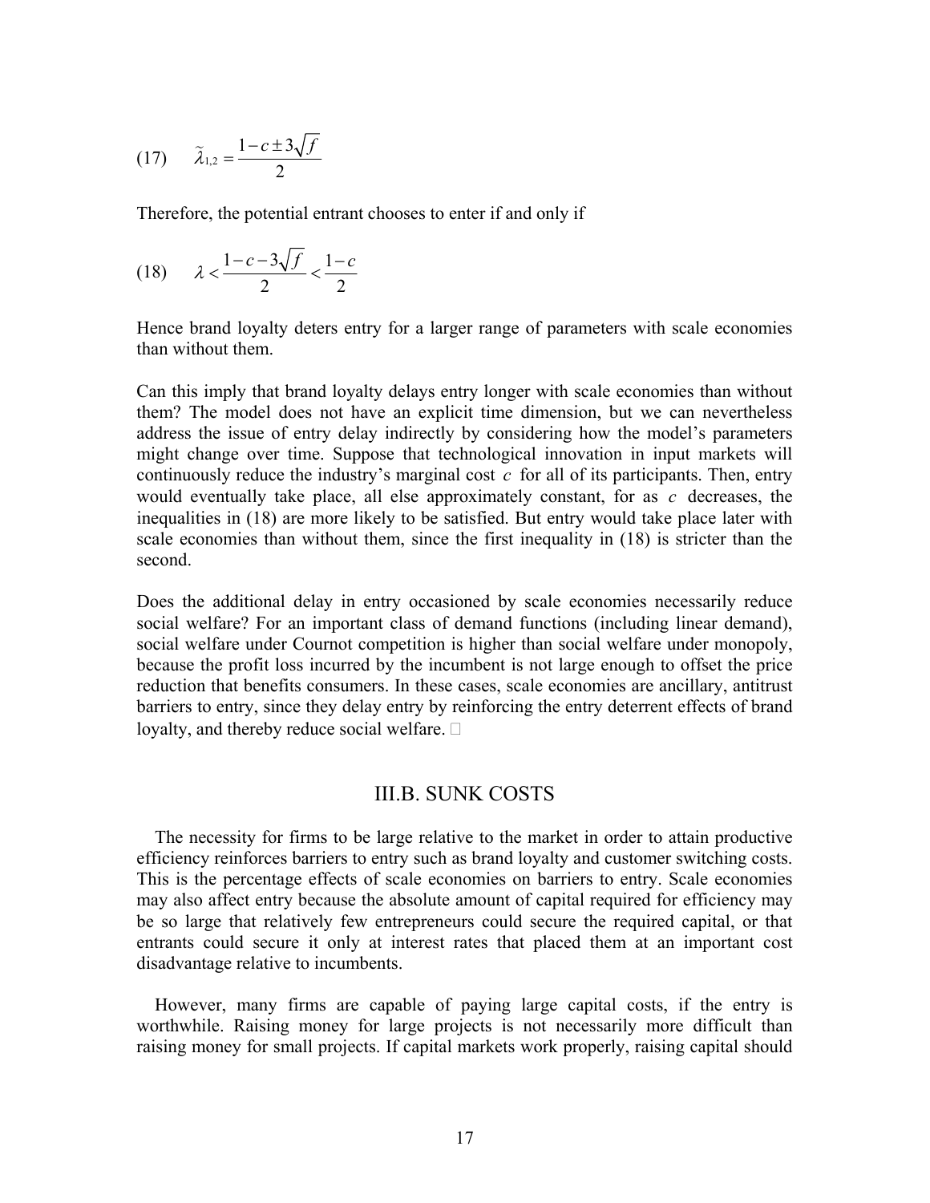$$(17) \qquad \tilde{\lambda}_{1,2} = \frac{1 - c \pm 3\sqrt{f}}{2}$$

Therefore, the potential entrant chooses to enter if and only if

$$(18) \qquad \lambda < \frac{1 - c - 3\sqrt{f}}{2} < \frac{1 - c}{2}$$

Hence brand loyalty deters entry for a larger range of parameters with scale economies than without them.

Can this imply that brand loyalty delays entry longer with scale economies than without them? The model does not have an explicit time dimension, but we can nevertheless address the issue of entry delay indirectly by considering how the model's parameters might change over time. Suppose that technological innovation in input markets will continuously reduce the industry's marginal cost $c$ for all of its participants. Then, entry would eventually take place, all else approximately constant, for as $c$ decreases, the inequalities in (18) are more likely to be satisfied. But entry would take place later with scale economies than without them, since the first inequality in (18) is stricter than the second.

Does the additional delay in entry occasioned by scale economies necessarily reduce social welfare? For an important class of demand functions (including linear demand), social welfare under Cournot competition is higher than social welfare under monopoly, because the profit loss incurred by the incumbent is not large enough to offset the price reduction that benefits consumers. In these cases, scale economies are ancillary, antitrust barriers to entry, since they delay entry by reinforcing the entry deterrent effects of brand loyalty, and thereby reduce social welfare. □

## III.B. SUNK COSTS

The necessity for firms to be large relative to the market in order to attain productive efficiency reinforces barriers to entry such as brand loyalty and customer switching costs. This is the percentage effects of scale economies on barriers to entry. Scale economies may also affect entry because the absolute amount of capital required for efficiency may be so large that relatively few entrepreneurs could secure the required capital, or that entrants could secure it only at interest rates that placed them at an important cost disadvantage relative to incumbents.

However, many firms are capable of paying large capital costs, if the entry is worthwhile. Raising money for large projects is not necessarily more difficult than raising money for small projects. If capital markets work properly, raising capital should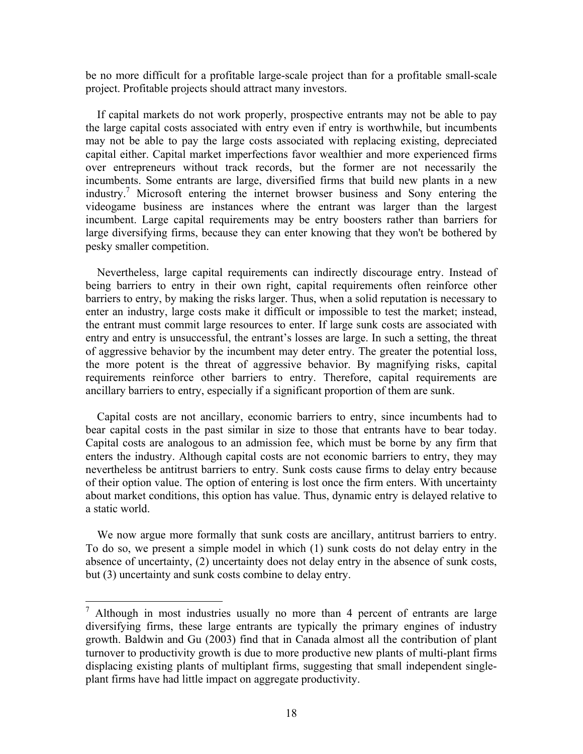be no more difficult for a profitable large-scale project than for a profitable small-scale project. Profitable projects should attract many investors.

If capital markets do not work properly, prospective entrants may not be able to pay the large capital costs associated with entry even if entry is worthwhile, but incumbents may not be able to pay the large costs associated with replacing existing, depreciated capital either. Capital market imperfections favor wealthier and more experienced firms over entrepreneurs without track records, but the former are not necessarily the incumbents. Some entrants are large, diversified firms that build new plants in a new industry.[7] Microsoft entering the internet browser business and Sony entering the videogame business are instances where the entrant was larger than the largest incumbent. Large capital requirements may be entry boosters rather than barriers for large diversifying firms, because they can enter knowing that they won't be bothered by pesky smaller competition.

Nevertheless, large capital requirements can indirectly discourage entry. Instead of being barriers to entry in their own right, capital requirements often reinforce other barriers to entry, by making the risks larger. Thus, when a solid reputation is necessary to enter an industry, large costs make it difficult or impossible to test the market; instead, the entrant must commit large resources to enter. If large sunk costs are associated with entry and entry is unsuccessful, the entrant's losses are large. In such a setting, the threat of aggressive behavior by the incumbent may deter entry. The greater the potential loss, the more potent is the threat of aggressive behavior. By magnifying risks, capital requirements reinforce other barriers to entry. Therefore, capital requirements are ancillary barriers to entry, especially if a significant proportion of them are sunk.

Capital costs are not ancillary, economic barriers to entry, since incumbents had to bear capital costs in the past similar in size to those that entrants have to bear today. Capital costs are analogous to an admission fee, which must be borne by any firm that enters the industry. Although capital costs are not economic barriers to entry, they may nevertheless be antitrust barriers to entry. Sunk costs cause firms to delay entry because of their option value. The option of entering is lost once the firm enters. With uncertainty about market conditions, this option has value. Thus, dynamic entry is delayed relative to a static world.

We now argue more formally that sunk costs are ancillary, antitrust barriers to entry. To do so, we present a simple model in which (1) sunk costs do not delay entry in the absence of uncertainty, (2) uncertainty does not delay entry in the absence of sunk costs, but (3) uncertainty and sunk costs combine to delay entry.

[7] Although in most industries usually no more than 4 percent of entrants are large diversifying firms, these large entrants are typically the primary engines of industry growth. Baldwin and Gu (2003) find that in Canada almost all the contribution of plant turnover to productivity growth is due to more productive new plants of multi-plant firms displacing existing plants of multiplant firms, suggesting that small independent single-plant firms have had little impact on aggregate productivity.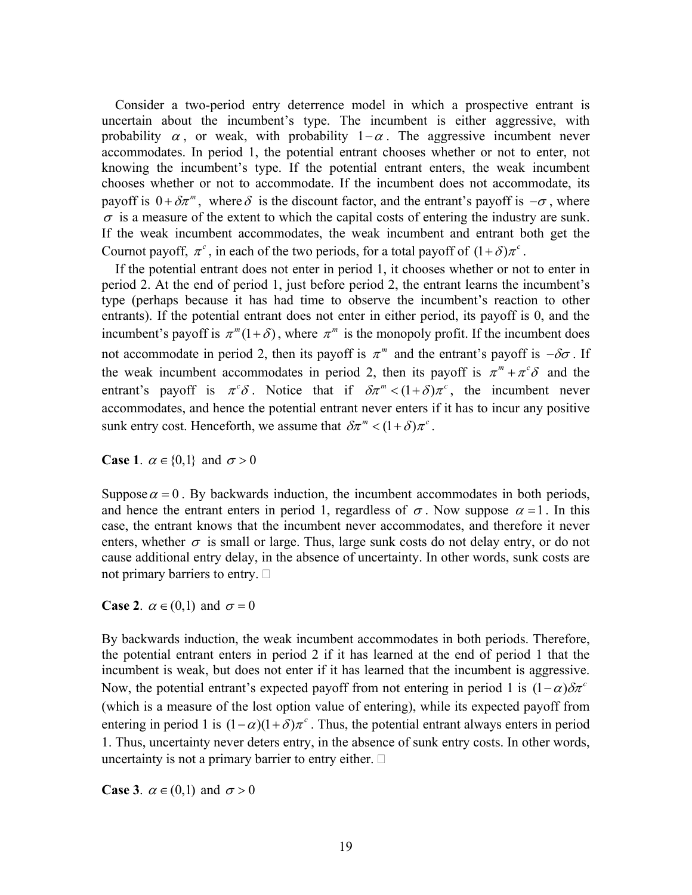Consider a two-period entry deterrence model in which a prospective entrant is uncertain about the incumbent's type. The incumbent is either aggressive, with probability $\alpha$, or weak, with probability $1-\alpha$. The aggressive incumbent never accommodates. In period 1, the potential entrant chooses whether or not to enter, not knowing the incumbent's type. If the potential entrant enters, the weak incumbent chooses whether or not to accommodate. If the incumbent does not accommodate, its payoff is $0+\delta\pi^m$, where $\delta$ is the discount factor, and the entrant's payoff is $-\sigma$, where $\sigma$ is a measure of the extent to which the capital costs of entering the industry are sunk. If the weak incumbent accommodates, the weak incumbent and entrant both get the Cournot payoff, $\pi^c$, in each of the two periods, for a total payoff of $(1+\delta)\pi^c$.

If the potential entrant does not enter in period 1, it chooses whether or not to enter in period 2. At the end of period 1, just before period 2, the entrant learns the incumbent's type (perhaps because it has had time to observe the incumbent's reaction to other entrants). If the potential entrant does not enter in either period, its payoff is 0, and the incumbent's payoff is $\pi^m(1+\delta)$, where $\pi^m$ is the monopoly profit. If the incumbent does not accommodate in period 2, then its payoff is $\pi^m$ and the entrant's payoff is $-\delta\sigma$. If the weak incumbent accommodates in period 2, then its payoff is $\pi^m+\pi^c\delta$ and the entrant's payoff is $\pi^c\delta$. Notice that if $\delta\pi^m<(1+\delta)\pi^c$, the incumbent never accommodates, and hence the potential entrant never enters if it has to incur any positive sunk entry cost. Henceforth, we assume that $\delta\pi^m<(1+\delta)\pi^c$.

**Case 1**. $\alpha\in\{0,1\}$ and $\sigma>0$

Suppose $\alpha=0$. By backwards induction, the incumbent accommodates in both periods, and hence the entrant enters in period 1, regardless of $\sigma$. Now suppose $\alpha=1$. In this case, the entrant knows that the incumbent never accommodates, and therefore it never enters, whether $\sigma$ is small or large. Thus, large sunk costs do not delay entry, or do not cause additional entry delay, in the absence of uncertainty. In other words, sunk costs are not primary barriers to entry. □

**Case 2**. $\alpha\in(0,1)$ and $\sigma=0$

By backwards induction, the weak incumbent accommodates in both periods. Therefore, the potential entrant enters in period 2 if it has learned at the end of period 1 that the incumbent is weak, but does not enter if it has learned that the incumbent is aggressive. Now, the potential entrant's expected payoff from not entering in period 1 is $(1-\alpha)\delta\pi^c$ (which is a measure of the lost option value of entering), while its expected payoff from entering in period 1 is $(1-\alpha)(1+\delta)\pi^c$. Thus, the potential entrant always enters in period 1. Thus, uncertainty never deters entry, in the absence of sunk entry costs. In other words, uncertainty is not a primary barrier to entry either. □

**Case 3**. $\alpha\in(0,1)$ and $\sigma>0$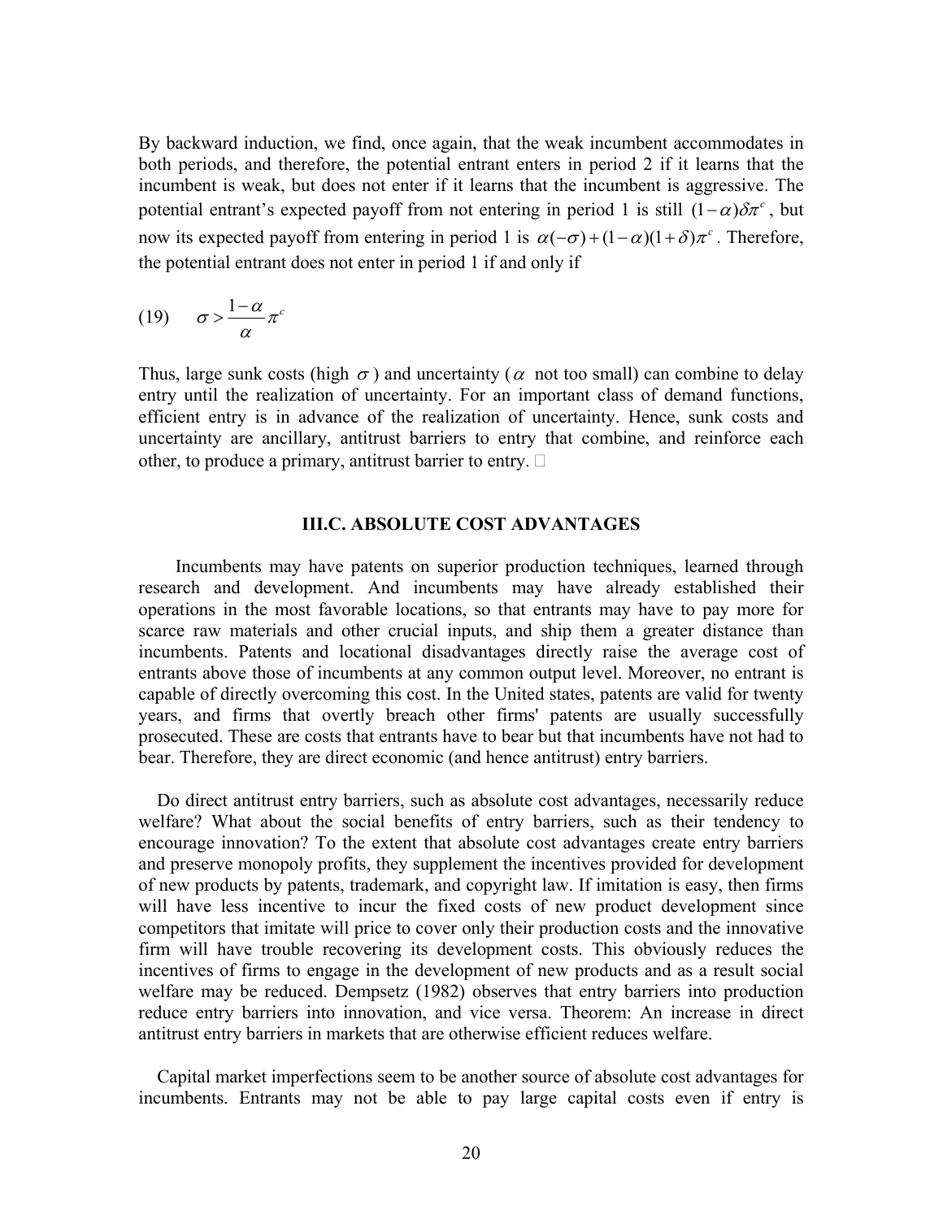By backward induction, we find, once again, that the weak incumbent accommodates in both periods, and therefore, the potential entrant enters in period 2 if it learns that the incumbent is weak, but does not enter if it learns that the incumbent is aggressive. The potential entrant's expected payoff from not entering in period 1 is still $(1-\alpha)\delta\pi^c$, but now its expected payoff from entering in period 1 is $\alpha(-\sigma)+(1-\alpha)(1+\delta)\pi^c$. Therefore, the potential entrant does not enter in period 1 if and only if

$$\sigma > \frac{1-\alpha}{\alpha}\pi^c \tag{19}$$

Thus, large sunk costs (high $\sigma$) and uncertainty ($\alpha$ not too small) can combine to delay entry until the realization of uncertainty. For an important class of demand functions, efficient entry is in advance of the realization of uncertainty. Hence, sunk costs and uncertainty are ancillary, antitrust barriers to entry that combine, and reinforce each other, to produce a primary, antitrust barrier to entry. □

### III.C. ABSOLUTE COST ADVANTAGES

Incumbents may have patents on superior production techniques, learned through research and development. And incumbents may have already established their operations in the most favorable locations, so that entrants may have to pay more for scarce raw materials and other crucial inputs, and ship them a greater distance than incumbents. Patents and locational disadvantages directly raise the average cost of entrants above those of incumbents at any common output level. Moreover, no entrant is capable of directly overcoming this cost. In the United states, patents are valid for twenty years, and firms that overtly breach other firms' patents are usually successfully prosecuted. These are costs that entrants have to bear but that incumbents have not had to bear. Therefore, they are direct economic (and hence antitrust) entry barriers.

Do direct antitrust entry barriers, such as absolute cost advantages, necessarily reduce welfare? What about the social benefits of entry barriers, such as their tendency to encourage innovation? To the extent that absolute cost advantages create entry barriers and preserve monopoly profits, they supplement the incentives provided for development of new products by patents, trademark, and copyright law. If imitation is easy, then firms will have less incentive to incur the fixed costs of new product development since competitors that imitate will price to cover only their production costs and the innovative firm will have trouble recovering its development costs. This obviously reduces the incentives of firms to engage in the development of new products and as a result social welfare may be reduced. Dempsetz (1982) observes that entry barriers into production reduce entry barriers into innovation, and vice versa. Theorem: An increase in direct antitrust entry barriers in markets that are otherwise efficient reduces welfare.

Capital market imperfections seem to be another source of absolute cost advantages for incumbents. Entrants may not be able to pay large capital costs even if entry is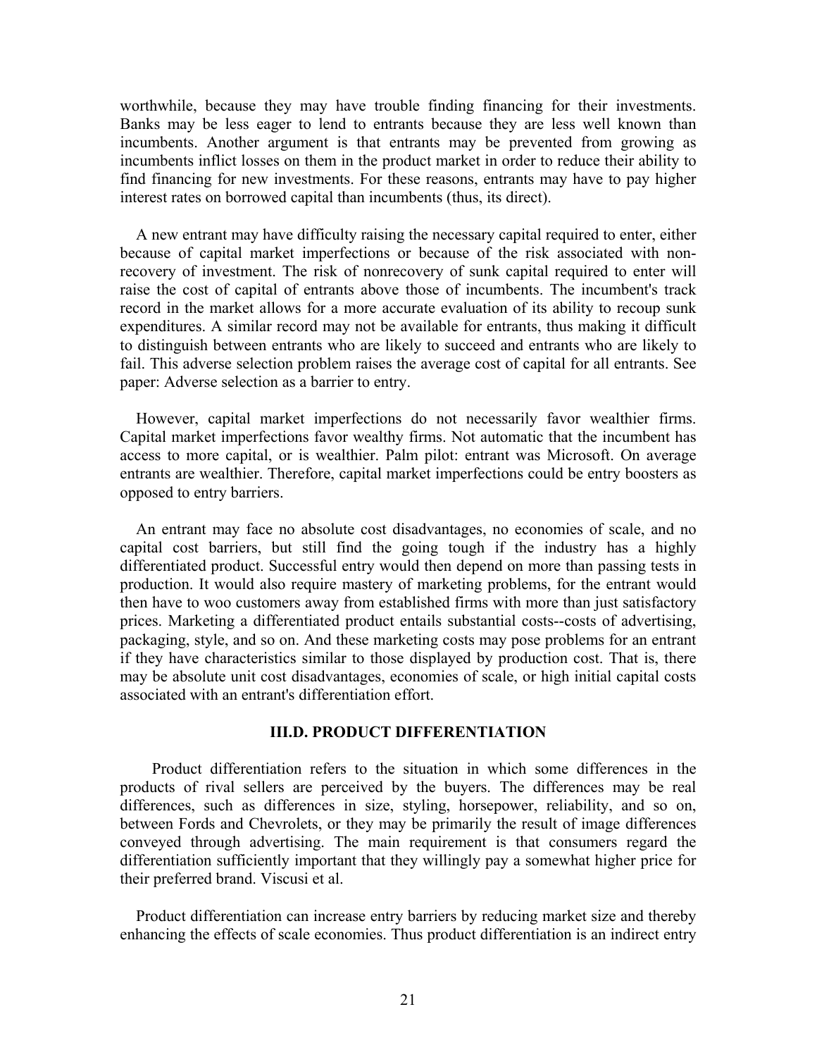worthwhile, because they may have trouble finding financing for their investments. Banks may be less eager to lend to entrants because they are less well known than incumbents. Another argument is that entrants may be prevented from growing as incumbents inflict losses on them in the product market in order to reduce their ability to find financing for new investments. For these reasons, entrants may have to pay higher interest rates on borrowed capital than incumbents (thus, its direct).

A new entrant may have difficulty raising the necessary capital required to enter, either because of capital market imperfections or because of the risk associated with non-recovery of investment. The risk of nonrecovery of sunk capital required to enter will raise the cost of capital of entrants above those of incumbents. The incumbent's track record in the market allows for a more accurate evaluation of its ability to recoup sunk expenditures. A similar record may not be available for entrants, thus making it difficult to distinguish between entrants who are likely to succeed and entrants who are likely to fail. This adverse selection problem raises the average cost of capital for all entrants. See paper: Adverse selection as a barrier to entry.

However, capital market imperfections do not necessarily favor wealthier firms. Capital market imperfections favor wealthy firms. Not automatic that the incumbent has access to more capital, or is wealthier. Palm pilot: entrant was Microsoft. On average entrants are wealthier. Therefore, capital market imperfections could be entry boosters as opposed to entry barriers.

An entrant may face no absolute cost disadvantages, no economies of scale, and no capital cost barriers, but still find the going tough if the industry has a highly differentiated product. Successful entry would then depend on more than passing tests in production. It would also require mastery of marketing problems, for the entrant would then have to woo customers away from established firms with more than just satisfactory prices. Marketing a differentiated product entails substantial costs--costs of advertising, packaging, style, and so on. And these marketing costs may pose problems for an entrant if they have characteristics similar to those displayed by production cost. That is, there may be absolute unit cost disadvantages, economies of scale, or high initial capital costs associated with an entrant's differentiation effort.

### III.D. PRODUCT DIFFERENTIATION

Product differentiation refers to the situation in which some differences in the products of rival sellers are perceived by the buyers. The differences may be real differences, such as differences in size, styling, horsepower, reliability, and so on, between Fords and Chevrolets, or they may be primarily the result of image differences conveyed through advertising. The main requirement is that consumers regard the differentiation sufficiently important that they willingly pay a somewhat higher price for their preferred brand. Viscusi et al.

Product differentiation can increase entry barriers by reducing market size and thereby enhancing the effects of scale economies. Thus product differentiation is an indirect entry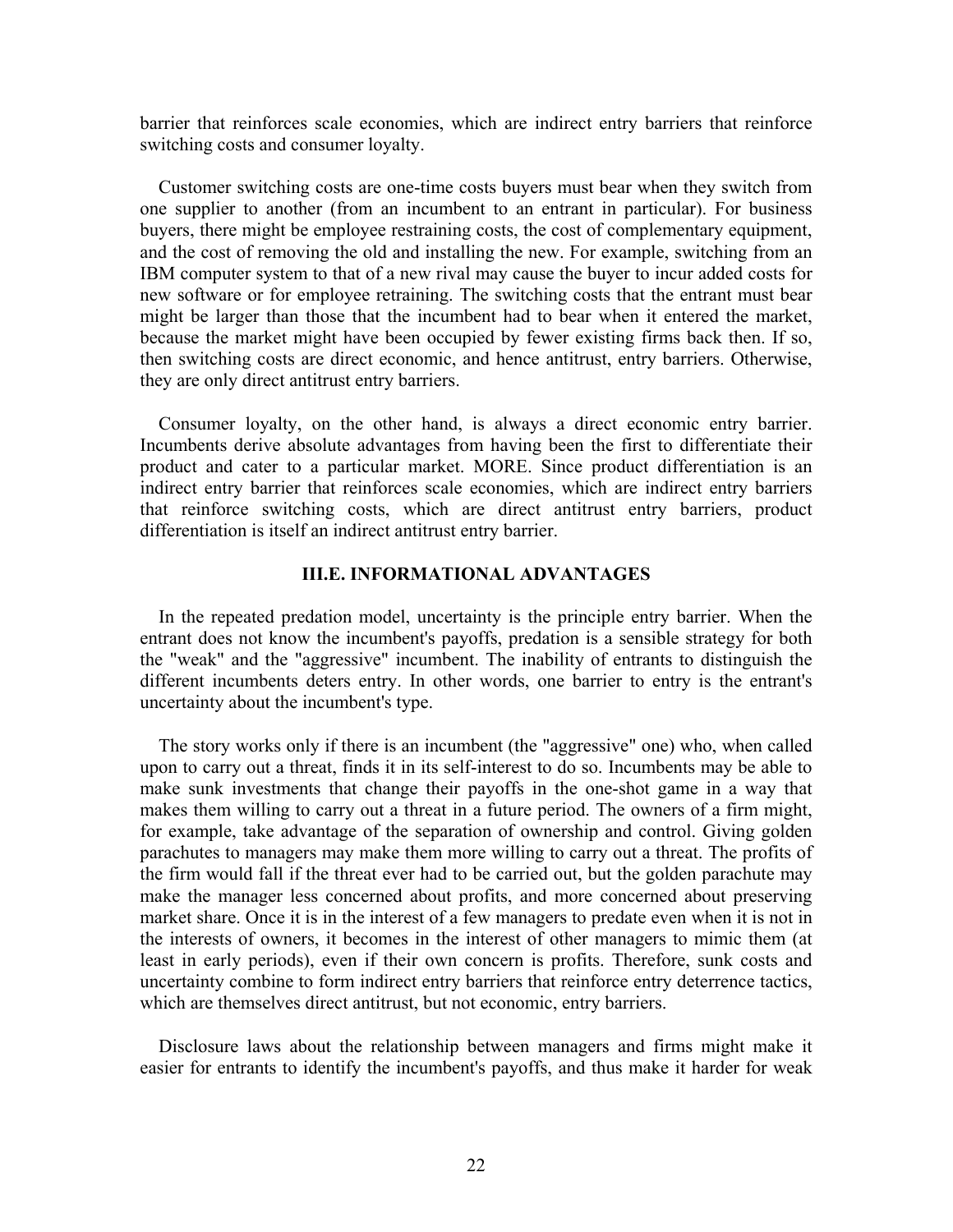barrier that reinforces scale economies, which are indirect entry barriers that reinforce switching costs and consumer loyalty.

Customer switching costs are one-time costs buyers must bear when they switch from one supplier to another (from an incumbent to an entrant in particular). For business buyers, there might be employee restraining costs, the cost of complementary equipment, and the cost of removing the old and installing the new. For example, switching from an IBM computer system to that of a new rival may cause the buyer to incur added costs for new software or for employee retraining. The switching costs that the entrant must bear might be larger than those that the incumbent had to bear when it entered the market, because the market might have been occupied by fewer existing firms back then. If so, then switching costs are direct economic, and hence antitrust, entry barriers. Otherwise, they are only direct antitrust entry barriers.

Consumer loyalty, on the other hand, is always a direct economic entry barrier. Incumbents derive absolute advantages from having been the first to differentiate their product and cater to a particular market. MORE. Since product differentiation is an indirect entry barrier that reinforces scale economies, which are indirect entry barriers that reinforce switching costs, which are direct antitrust entry barriers, product differentiation is itself an indirect antitrust entry barrier.

### III.E. INFORMATIONAL ADVANTAGES

In the repeated predation model, uncertainty is the principle entry barrier. When the entrant does not know the incumbent's payoffs, predation is a sensible strategy for both the "weak" and the "aggressive" incumbent. The inability of entrants to distinguish the different incumbents deters entry. In other words, one barrier to entry is the entrant's uncertainty about the incumbent's type.

The story works only if there is an incumbent (the "aggressive" one) who, when called upon to carry out a threat, finds it in its self-interest to do so. Incumbents may be able to make sunk investments that change their payoffs in the one-shot game in a way that makes them willing to carry out a threat in a future period. The owners of a firm might, for example, take advantage of the separation of ownership and control. Giving golden parachutes to managers may make them more willing to carry out a threat. The profits of the firm would fall if the threat ever had to be carried out, but the golden parachute may make the manager less concerned about profits, and more concerned about preserving market share. Once it is in the interest of a few managers to predate even when it is not in the interests of owners, it becomes in the interest of other managers to mimic them (at least in early periods), even if their own concern is profits. Therefore, sunk costs and uncertainty combine to form indirect entry barriers that reinforce entry deterrence tactics, which are themselves direct antitrust, but not economic, entry barriers.

Disclosure laws about the relationship between managers and firms might make it easier for entrants to identify the incumbent's payoffs, and thus make it harder for weak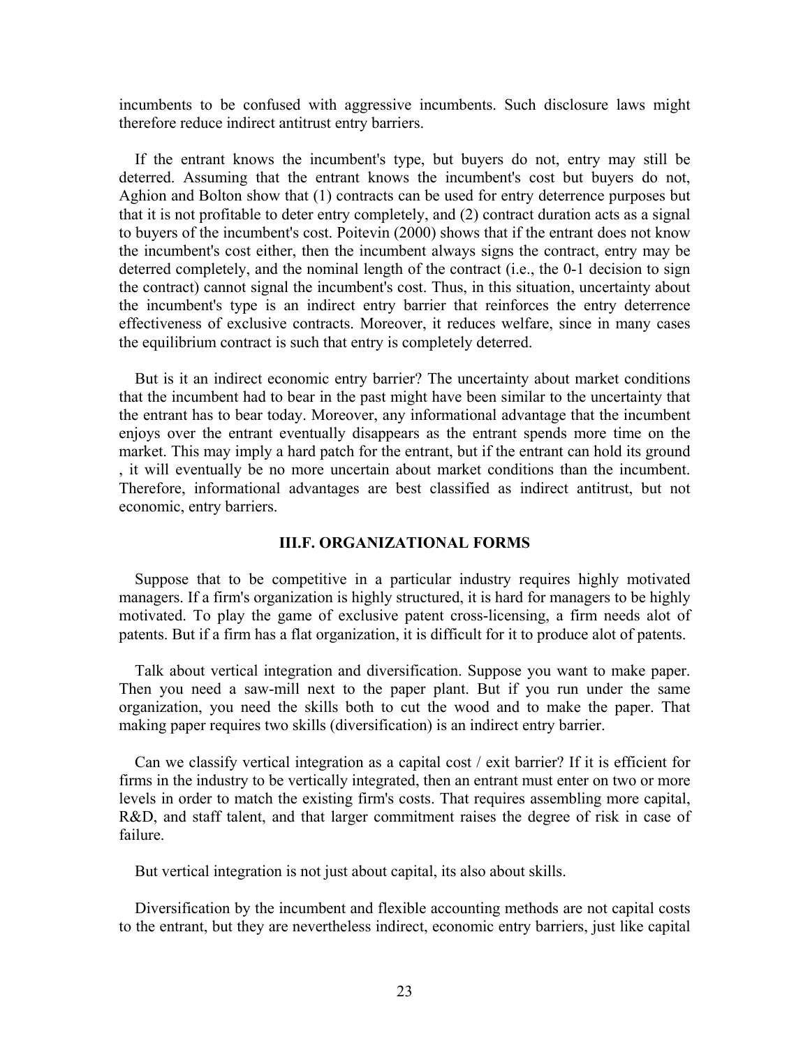incumbents to be confused with aggressive incumbents. Such disclosure laws might therefore reduce indirect antitrust entry barriers.

If the entrant knows the incumbent's type, but buyers do not, entry may still be deterred. Assuming that the entrant knows the incumbent's cost but buyers do not, Aghion and Bolton show that (1) contracts can be used for entry deterrence purposes but that it is not profitable to deter entry completely, and (2) contract duration acts as a signal to buyers of the incumbent's cost. Poitevin (2000) shows that if the entrant does not know the incumbent's cost either, then the incumbent always signs the contract, entry may be deterred completely, and the nominal length of the contract (i.e., the 0-1 decision to sign the contract) cannot signal the incumbent's cost. Thus, in this situation, uncertainty about the incumbent's type is an indirect entry barrier that reinforces the entry deterrence effectiveness of exclusive contracts. Moreover, it reduces welfare, since in many cases the equilibrium contract is such that entry is completely deterred.

But is it an indirect economic entry barrier? The uncertainty about market conditions that the incumbent had to bear in the past might have been similar to the uncertainty that the entrant has to bear today. Moreover, any informational advantage that the incumbent enjoys over the entrant eventually disappears as the entrant spends more time on the market. This may imply a hard patch for the entrant, but if the entrant can hold its ground , it will eventually be no more uncertain about market conditions than the incumbent. Therefore, informational advantages are best classified as indirect antitrust, but not economic, entry barriers.

### III.F. ORGANIZATIONAL FORMS

Suppose that to be competitive in a particular industry requires highly motivated managers. If a firm's organization is highly structured, it is hard for managers to be highly motivated. To play the game of exclusive patent cross-licensing, a firm needs alot of patents. But if a firm has a flat organization, it is difficult for it to produce alot of patents.

Talk about vertical integration and diversification. Suppose you want to make paper. Then you need a saw-mill next to the paper plant. But if you run under the same organization, you need the skills both to cut the wood and to make the paper. That making paper requires two skills (diversification) is an indirect entry barrier.

Can we classify vertical integration as a capital cost / exit barrier? If it is efficient for firms in the industry to be vertically integrated, then an entrant must enter on two or more levels in order to match the existing firm's costs. That requires assembling more capital, R&D, and staff talent, and that larger commitment raises the degree of risk in case of failure.

But vertical integration is not just about capital, its also about skills.

Diversification by the incumbent and flexible accounting methods are not capital costs to the entrant, but they are nevertheless indirect, economic entry barriers, just like capital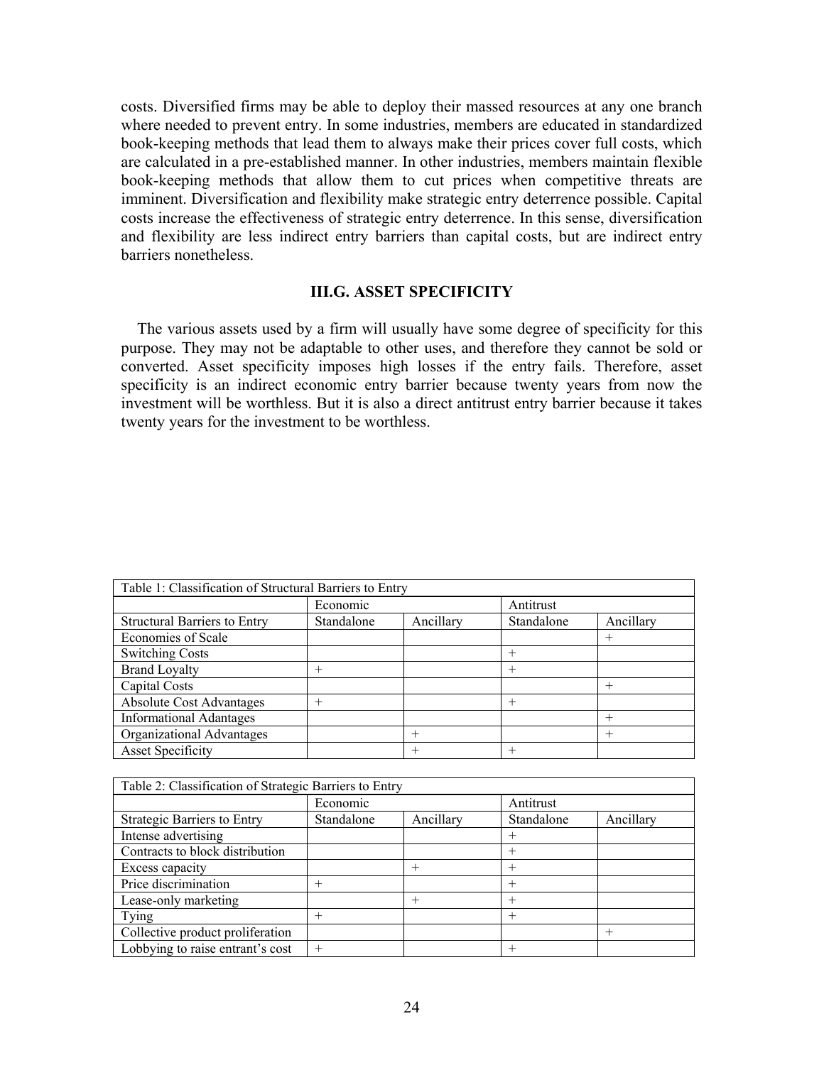costs. Diversified firms may be able to deploy their massed resources at any one branch where needed to prevent entry. In some industries, members are educated in standardized book-keeping methods that lead them to always make their prices cover full costs, which are calculated in a pre-established manner. In other industries, members maintain flexible book-keeping methods that allow them to cut prices when competitive threats are imminent. Diversification and flexibility make strategic entry deterrence possible. Capital costs increase the effectiveness of strategic entry deterrence. In this sense, diversification and flexibility are less indirect entry barriers than capital costs, but are indirect entry barriers nonetheless.

## III.G. ASSET SPECIFICITY

The various assets used by a firm will usually have some degree of specificity for this purpose. They may not be adaptable to other uses, and therefore they cannot be sold or converted. Asset specificity imposes high losses if the entry fails. Therefore, asset specificity is an indirect economic entry barrier because twenty years from now the investment will be worthless. But it is also a direct antitrust entry barrier because it takes twenty years for the investment to be worthless.

| Table 1: Classification of Structural Barriers to Entry | | | | |
|---|---|---|---|---|
| | Economic | | Antitrust | |
| Structural Barriers to Entry | Standalone | Ancillary | Standalone | Ancillary |
| Economies of Scale | | | | + |
| Switching Costs | | | + | |
| Brand Loyalty | + | | + | |
| Capital Costs | | | | + |
| Absolute Cost Advantages | + | | + | |
| Informational Adantages | | | | + |
| Organizational Advantages | | + | | + |
| Asset Specificity | | + | + | |

| Table 2: Classification of Strategic Barriers to Entry | | | | |
|---|---|---|---|---|
| | Economic | | Antitrust | |
| Strategic Barriers to Entry | Standalone | Ancillary | Standalone | Ancillary |
| Intense advertising | | | + | |
| Contracts to block distribution | | | + | |
| Excess capacity | | + | + | |
| Price discrimination | + | | + | |
| Lease-only marketing | | + | + | |
| Tying | + | | + | |
| Collective product proliferation | | | | + |
| Lobbying to raise entrant's cost | + | | + | |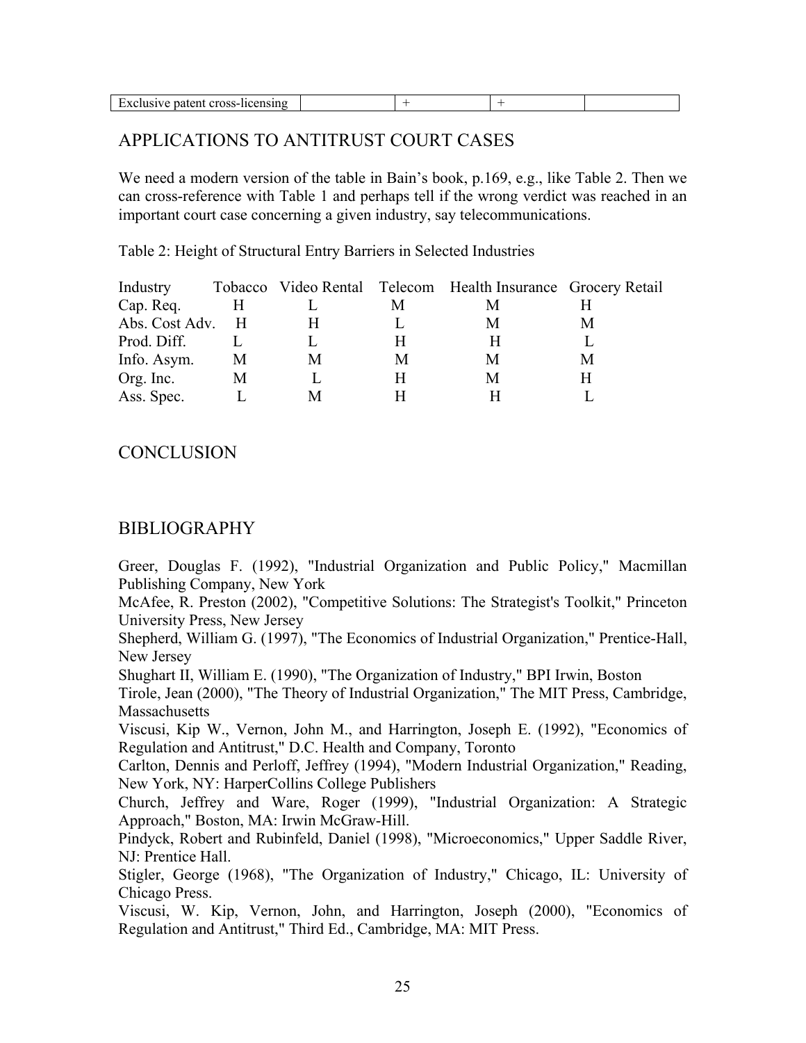| Exclusive patent cross-licensing | | + | + | |
|---|---|---|---|---|

## APPLICATIONS TO ANTITRUST COURT CASES

We need a modern version of the table in Bain's book, p.169, e.g., like Table 2. Then we can cross-reference with Table 1 and perhaps tell if the wrong verdict was reached in an important court case concerning a given industry, say telecommunications.

Table 2: Height of Structural Entry Barriers in Selected Industries

| Industry | Tobacco | Video Rental | Telecom | Health Insurance | Grocery Retail |
|---|---|---|---|---|---|
| Cap. Req. | H | L | M | M | H |
| Abs. Cost Adv. | H | H | L | M | M |
| Prod. Diff. | L | L | H | H | L |
| Info. Asym. | M | M | M | M | M |
| Org. Inc. | M | L | H | M | H |
| Ass. Spec. | L | M | H | H | L |

## CONCLUSION

## BIBLIOGRAPHY

Greer, Douglas F. (1992), "Industrial Organization and Public Policy," Macmillan Publishing Company, New York

McAfee, R. Preston (2002), "Competitive Solutions: The Strategist's Toolkit," Princeton University Press, New Jersey

Shepherd, William G. (1997), "The Economics of Industrial Organization," Prentice-Hall, New Jersey

Shughart II, William E. (1990), "The Organization of Industry," BPI Irwin, Boston

Tirole, Jean (2000), "The Theory of Industrial Organization," The MIT Press, Cambridge, Massachusetts

Viscusi, Kip W., Vernon, John M., and Harrington, Joseph E. (1992), "Economics of Regulation and Antitrust," D.C. Health and Company, Toronto

Carlton, Dennis and Perloff, Jeffrey (1994), "Modern Industrial Organization," Reading, New York, NY: HarperCollins College Publishers

Church, Jeffrey and Ware, Roger (1999), "Industrial Organization: A Strategic Approach," Boston, MA: Irwin McGraw-Hill.

Pindyck, Robert and Rubinfeld, Daniel (1998), "Microeconomics," Upper Saddle River, NJ: Prentice Hall.

Stigler, George (1968), "The Organization of Industry," Chicago, IL: University of Chicago Press.

Viscusi, W. Kip, Vernon, John, and Harrington, Joseph (2000), "Economics of Regulation and Antitrust," Third Ed., Cambridge, MA: MIT Press.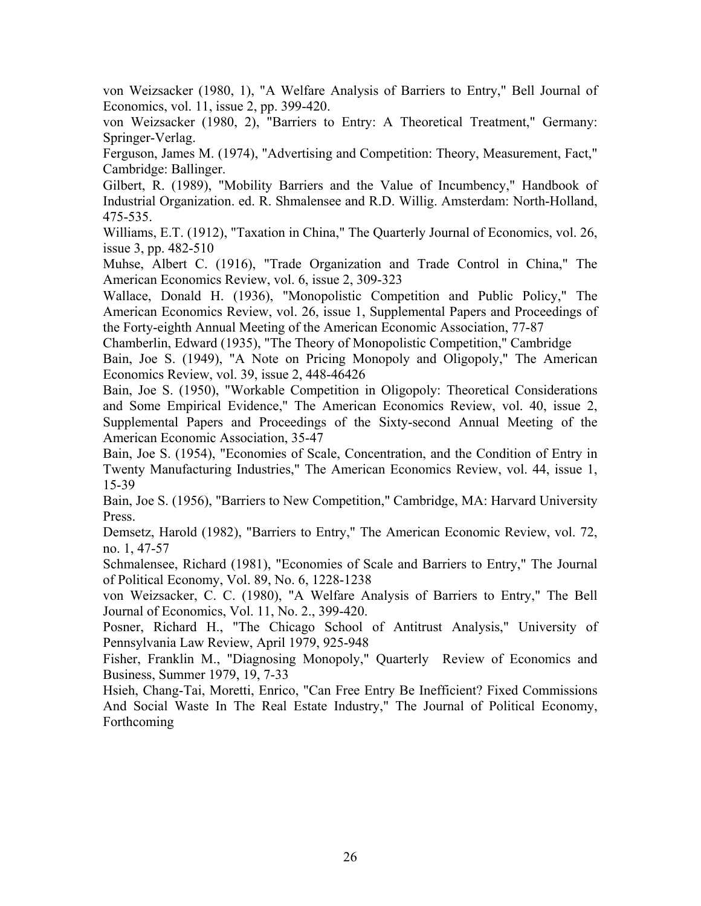von Weizsacker (1980, 1), "A Welfare Analysis of Barriers to Entry," Bell Journal of Economics, vol. 11, issue 2, pp. 399-420.

von Weizsacker (1980, 2), "Barriers to Entry: A Theoretical Treatment," Germany: Springer-Verlag.

Ferguson, James M. (1974), "Advertising and Competition: Theory, Measurement, Fact," Cambridge: Ballinger.

Gilbert, R. (1989), "Mobility Barriers and the Value of Incumbency," Handbook of Industrial Organization. ed. R. Shmalensee and R.D. Willig. Amsterdam: North-Holland, 475-535.

Williams, E.T. (1912), "Taxation in China," The Quarterly Journal of Economics, vol. 26, issue 3, pp. 482-510

Muhse, Albert C. (1916), "Trade Organization and Trade Control in China," The American Economics Review, vol. 6, issue 2, 309-323

Wallace, Donald H. (1936), "Monopolistic Competition and Public Policy," The American Economics Review, vol. 26, issue 1, Supplemental Papers and Proceedings of the Forty-eighth Annual Meeting of the American Economic Association, 77-87

Chamberlin, Edward (1935), "The Theory of Monopolistic Competition," Cambridge

Bain, Joe S. (1949), "A Note on Pricing Monopoly and Oligopoly," The American Economics Review, vol. 39, issue 2, 448-46426

Bain, Joe S. (1950), "Workable Competition in Oligopoly: Theoretical Considerations and Some Empirical Evidence," The American Economics Review, vol. 40, issue 2, Supplemental Papers and Proceedings of the Sixty-second Annual Meeting of the American Economic Association, 35-47

Bain, Joe S. (1954), "Economies of Scale, Concentration, and the Condition of Entry in Twenty Manufacturing Industries," The American Economics Review, vol. 44, issue 1, 15-39

Bain, Joe S. (1956), "Barriers to New Competition," Cambridge, MA: Harvard University Press.

Demsetz, Harold (1982), "Barriers to Entry," The American Economic Review, vol. 72, no. 1, 47-57

Schmalensee, Richard (1981), "Economies of Scale and Barriers to Entry," The Journal of Political Economy, Vol. 89, No. 6, 1228-1238

von Weizsacker, C. C. (1980), "A Welfare Analysis of Barriers to Entry," The Bell Journal of Economics, Vol. 11, No. 2., 399-420.

Posner, Richard H., "The Chicago School of Antitrust Analysis," University of Pennsylvania Law Review, April 1979, 925-948

Fisher, Franklin M., "Diagnosing Monopoly," Quarterly Review of Economics and Business, Summer 1979, 19, 7-33

Hsieh, Chang-Tai, Moretti, Enrico, "Can Free Entry Be Inefficient? Fixed Commissions And Social Waste In The Real Estate Industry," The Journal of Political Economy, Forthcoming